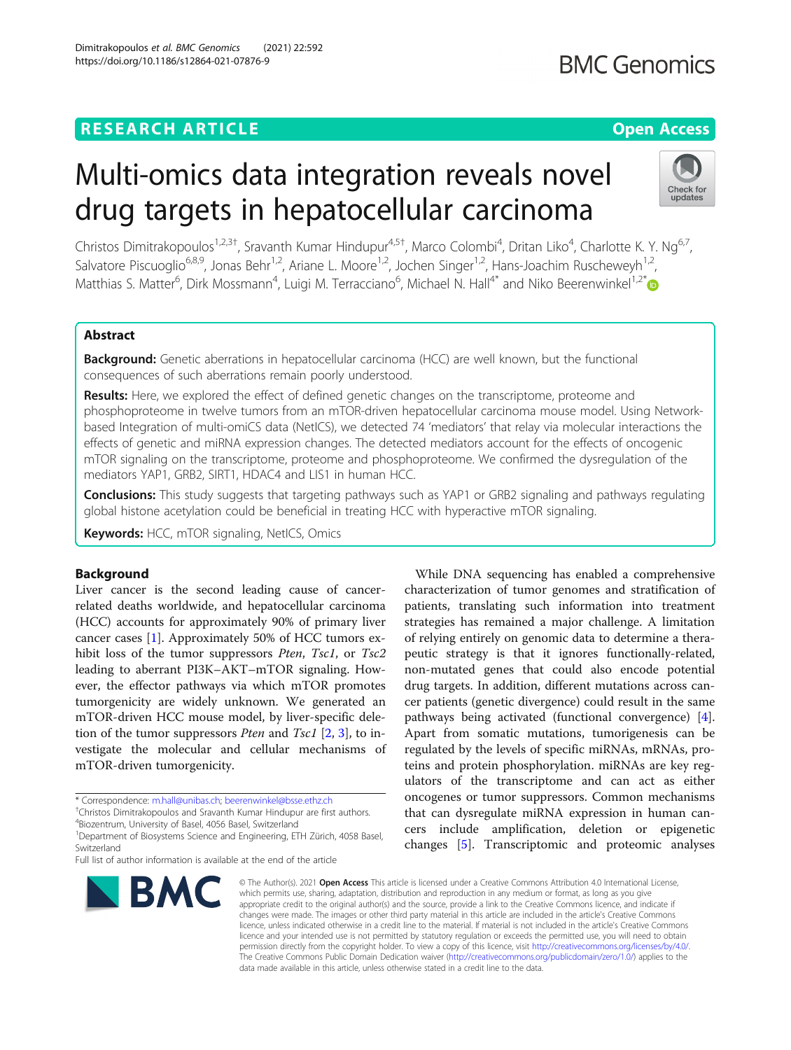RESEARCH ARTICLE

Open Access

# Multi-omics data integration reveals novel drug targets in hepatocellular carcinoma

Christos Dimitrakopoulos[1,2,3†], Sravanth Kumar Hindupur[4,5†], Marco Colombi[4], Dritan Liko[4], Charlotte K. Y. Ng[6,7], Salvatore Piscuoglio[6,8,9], Jonas Behr[1,2], Ariane L. Moore[1,2], Jochen Singer[1,2], Hans-Joachim Ruscheweyh[1,2], Matthias S. Matter[6], Dirk Mossmann[4], Luigi M. Terracciano[6], Michael N. Hall[4*] and Niko Beerenwinkel[1,2*]

## Abstract

**Background:** Genetic aberrations in hepatocellular carcinoma (HCC) are well known, but the functional consequences of such aberrations remain poorly understood.

**Results:** Here, we explored the effect of defined genetic changes on the transcriptome, proteome and phosphoproteome in twelve tumors from an mTOR-driven hepatocellular carcinoma mouse model. Using Network-based Integration of multi-omiCS data (NetICS), we detected 74 'mediators' that relay via molecular interactions the effects of genetic and miRNA expression changes. The detected mediators account for the effects of oncogenic mTOR signaling on the transcriptome, proteome and phosphoproteome. We confirmed the dysregulation of the mediators YAP1, GRB2, SIRT1, HDAC4 and LIS1 in human HCC.

**Conclusions:** This study suggests that targeting pathways such as YAP1 or GRB2 signaling and pathways regulating global histone acetylation could be beneficial in treating HCC with hyperactive mTOR signaling.

**Keywords:** HCC, mTOR signaling, NetICS, Omics

## Background

Liver cancer is the second leading cause of cancer-related deaths worldwide, and hepatocellular carcinoma (HCC) accounts for approximately 90% of primary liver cancer cases [1]. Approximately 50% of HCC tumors exhibit loss of the tumor suppressors *Pten*, *Tsc1*, or *Tsc2* leading to aberrant PI3K–AKT–mTOR signaling. However, the effector pathways via which mTOR promotes tumorgenicity are widely unknown. We generated an mTOR-driven HCC mouse model, by liver-specific deletion of the tumor suppressors *Pten* and *Tsc1* [2, 3], to investigate the molecular and cellular mechanisms of mTOR-driven tumorgenicity.

While DNA sequencing has enabled a comprehensive characterization of tumor genomes and stratification of patients, translating such information into treatment strategies has remained a major challenge. A limitation of relying entirely on genomic data to determine a therapeutic strategy is that it ignores functionally-related, non-mutated genes that could also encode potential drug targets. In addition, different mutations across cancer patients (genetic divergence) could result in the same pathways being activated (functional convergence) [4]. Apart from somatic mutations, tumorigenesis can be regulated by the levels of specific miRNAs, mRNAs, proteins and protein phosphorylation. miRNAs are key regulators of the transcriptome and can act as either oncogenes or tumor suppressors. Common mechanisms that can dysregulate miRNA expression in human cancers include amplification, deletion or epigenetic changes [5]. Transcriptomic and proteomic analyses

* Correspondence: m.hall@unibas.ch; beerenwinkel@bsse.ethz.ch
†Christos Dimitrakopoulos and Sravanth Kumar Hindupur are first authors.
[4]Biozentrum, University of Basel, 4056 Basel, Switzerland
[1]Department of Biosystems Science and Engineering, ETH Zürich, 4058 Basel, Switzerland
Full list of author information is available at the end of the article

© The Author(s). 2021 **Open Access** This article is licensed under a Creative Commons Attribution 4.0 International License, which permits use, sharing, adaptation, distribution and reproduction in any medium or format, as long as you give appropriate credit to the original author(s) and the source, provide a link to the Creative Commons licence, and indicate if changes were made. The images or other third party material in this article are included in the article's Creative Commons licence, unless indicated otherwise in a credit line to the material. If material is not included in the article's Creative Commons licence and your intended use is not permitted by statutory regulation or exceeds the permitted use, you will need to obtain permission directly from the copyright holder. To view a copy of this licence, visit http://creativecommons.org/licenses/by/4.0/. The Creative Commons Public Domain Dedication waiver (http://creativecommons.org/publicdomain/zero/1.0/) applies to the data made available in this article, unless otherwise stated in a credit line to the data.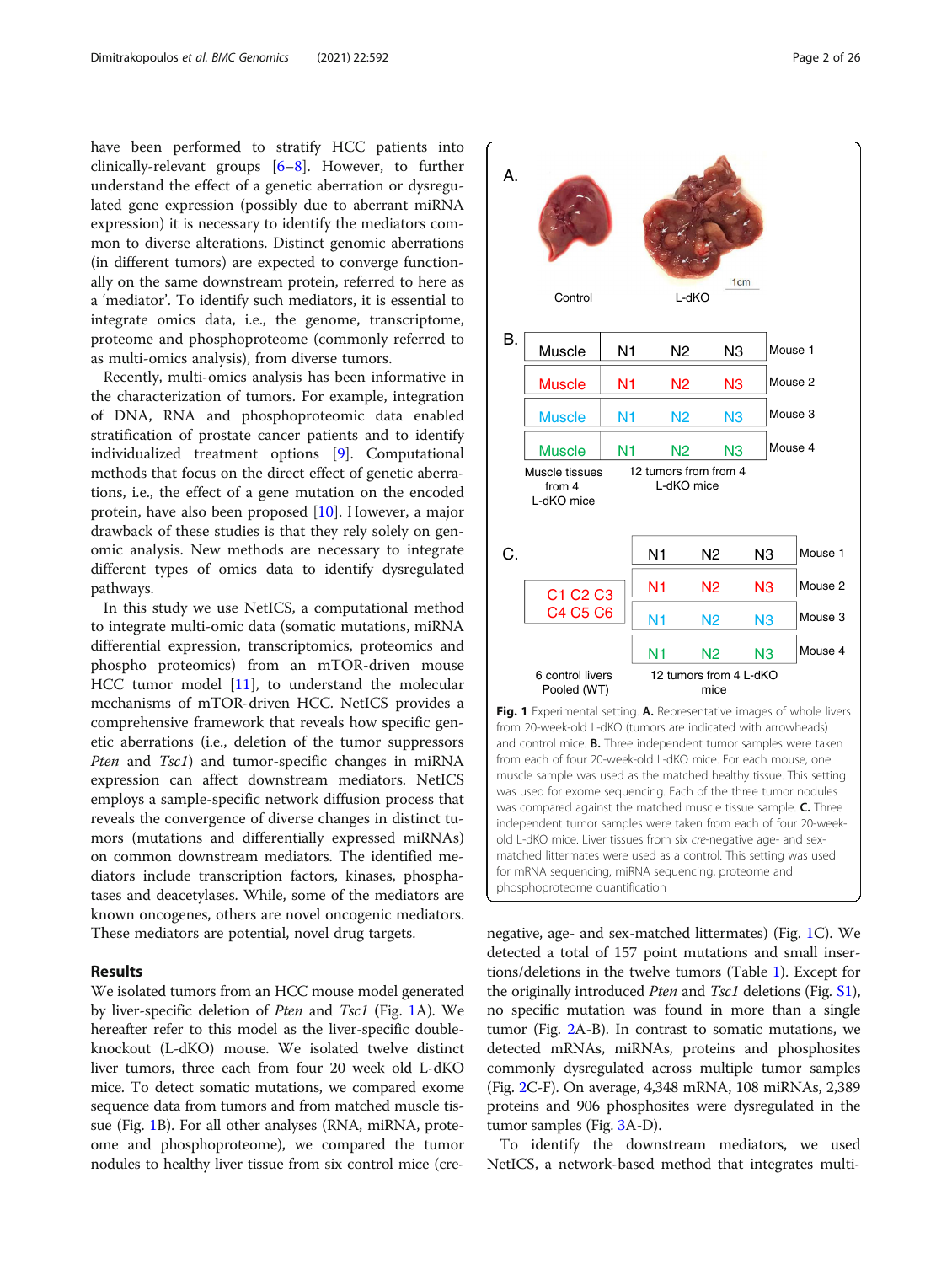have been performed to stratify HCC patients into clinically-relevant groups [6–8]. However, to further understand the effect of a genetic aberration or dysregulated gene expression (possibly due to aberrant miRNA expression) it is necessary to identify the mediators common to diverse alterations. Distinct genomic aberrations (in different tumors) are expected to converge functionally on the same downstream protein, referred to here as a 'mediator'. To identify such mediators, it is essential to integrate omics data, i.e., the genome, transcriptome, proteome and phosphoproteome (commonly referred to as multi-omics analysis), from diverse tumors.

Recently, multi-omics analysis has been informative in the characterization of tumors. For example, integration of DNA, RNA and phosphoproteomic data enabled stratification of prostate cancer patients and to identify individualized treatment options [9]. Computational methods that focus on the direct effect of genetic aberrations, i.e., the effect of a gene mutation on the encoded protein, have also been proposed [10]. However, a major drawback of these studies is that they rely solely on genomic analysis. New methods are necessary to integrate different types of omics data to identify dysregulated pathways.

In this study we use NetICS, a computational method to integrate multi-omic data (somatic mutations, miRNA differential expression, transcriptomics, proteomics and phospho proteomics) from an mTOR-driven mouse HCC tumor model [11], to understand the molecular mechanisms of mTOR-driven HCC. NetICS provides a comprehensive framework that reveals how specific genetic aberrations (i.e., deletion of the tumor suppressors *Pten* and *Tsc1*) and tumor-specific changes in miRNA expression can affect downstream mediators. NetICS employs a sample-specific network diffusion process that reveals the convergence of diverse changes in distinct tumors (mutations and differentially expressed miRNAs) on common downstream mediators. The identified mediators include transcription factors, kinases, phosphatases and deacetylases. While, some of the mediators are known oncogenes, others are novel oncogenic mediators. These mediators are potential, novel drug targets.

## Results

We isolated tumors from an HCC mouse model generated by liver-specific deletion of *Pten* and *Tsc1* (Fig. 1A). We hereafter refer to this model as the liver-specific double-knockout (L-dKO) mouse. We isolated twelve distinct liver tumors, three each from four 20 week old L-dKO mice. To detect somatic mutations, we compared exome sequence data from tumors and from matched muscle tissue (Fig. 1B). For all other analyses (RNA, miRNA, proteome and phosphoproteome), we compared the tumor nodules to healthy liver tissue from six control mice (cre-negative, age- and sex-matched littermates) (Fig. 1C). We detected a total of 157 point mutations and small insertions/deletions in the twelve tumors (Table 1). Except for the originally introduced *Pten* and *Tsc1* deletions (Fig. S1), no specific mutation was found in more than a single tumor (Fig. 2A-B). In contrast to somatic mutations, we detected mRNAs, miRNAs, proteins and phosphosites commonly dysregulated across multiple tumor samples (Fig. 2C-F). On average, 4,348 mRNA, 108 miRNAs, 2,389 proteins and 906 phosphosites were dysregulated in the tumor samples (Fig. 3A-D).

To identify the downstream mediators, we used NetICS, a network-based method that integrates multi-

**Fig. 1** Experimental setting. **A.** Representative images of whole livers from 20-week-old L-dKO (tumors are indicated with arrowheads) and control mice. **B.** Three independent tumor samples were taken from each of four 20-week-old L-dKO mice. For each mouse, one muscle sample was used as the matched healthy tissue. This setting was used for exome sequencing. Each of the three tumor nodules was compared against the matched muscle tissue sample. **C.** Three independent tumor samples were taken from each of four 20-week-old L-dKO mice. Liver tissues from six *cre*-negative age- and sex-matched littermates were used as a control. This setting was used for mRNA sequencing, miRNA sequencing, proteome and phosphoproteome quantification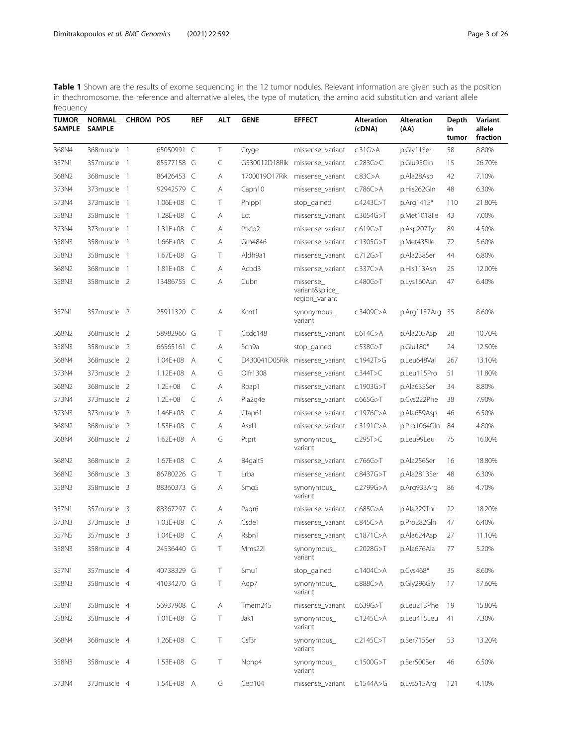**Table 1** Shown are the results of exome sequencing in the 12 tumor nodules. Relevant information are given such as the position in thechromosome, the reference and alternative alleles, the type of mutation, the amino acid substitution and variant allele frequency

| TUMOR_ SAMPLE | NORMAL_ SAMPLE | CHROM | POS | REF | ALT | GENE | EFFECT | Alteration (cDNA) | Alteration (AA) | Depth in tumor | Variant allele fraction |
|---|---|---|---|---|---|---|---|---|---|---|---|
| 368N4 | 368muscle | 1 | 65050991 | C | T | Cryge | missense_variant | c.31G>A | p.Gly11Ser | 58 | 8.80% |
| 357N1 | 357muscle | 1 | 85577158 | G | C | G530012D18Rik | missense_variant | c.283G>C | p.Glu95Gln | 15 | 26.70% |
| 368N2 | 368muscle | 1 | 86426453 | C | A | 1700019O17Rik | missense_variant | c.83C>A | p.Ala28Asp | 42 | 7.10% |
| 373N4 | 373muscle | 1 | 92942579 | C | A | Capn10 | missense_variant | c.786C>A | p.His262Gln | 48 | 6.30% |
| 373N4 | 373muscle | 1 | 1.06E+08 | C | T | Phlpp1 | stop_gained | c.4243C>T | p.Arg1415* | 110 | 21.80% |
| 358N3 | 358muscle | 1 | 1.28E+08 | C | A | Lct | missense_variant | c.3054G>T | p.Met1018Ile | 43 | 7.00% |
| 373N4 | 373muscle | 1 | 1.31E+08 | C | A | Pfkfb2 | missense_variant | c.619G>T | p.Asp207Tyr | 89 | 4.50% |
| 358N3 | 358muscle | 1 | 1.66E+08 | C | A | Gm4846 | missense_variant | c.1305G>T | p.Met435Ile | 72 | 5.60% |
| 358N3 | 358muscle | 1 | 1.67E+08 | G | T | Aldh9a1 | missense_variant | c.712G>T | p.Ala238Ser | 44 | 6.80% |
| 368N2 | 368muscle | 1 | 1.81E+08 | C | A | Acbd3 | missense_variant | c.337C>A | p.His113Asn | 25 | 12.00% |
| 358N3 | 358muscle | 2 | 13486755 | C | A | Cubn | missense_ variant&splice_ region_variant | c.480G>T | p.Lys160Asn | 47 | 6.40% |
| 357N1 | 357muscle | 2 | 25911320 | C | A | Kcnt1 | synonymous_ variant | c.3409C>A | p.Arg1137Arg | 35 | 8.60% |
| 368N2 | 368muscle | 2 | 58982966 | G | T | Ccdc148 | missense_variant | c.614C>A | p.Ala205Asp | 28 | 10.70% |
| 358N3 | 358muscle | 2 | 66565161 | C | A | Scn9a | stop_gained | c.538G>T | p.Glu180* | 24 | 12.50% |
| 368N4 | 368muscle | 2 | 1.04E+08 | A | C | D430041D05Rik | missense_variant | c.1942T>G | p.Leu648Val | 267 | 13.10% |
| 373N4 | 373muscle | 2 | 1.12E+08 | A | G | Olfr1308 | missense_variant | c.344T>C | p.Leu115Pro | 51 | 11.80% |
| 368N2 | 368muscle | 2 | 1.2E+08 | C | A | Rpap1 | missense_variant | c.1903G>T | p.Ala635Ser | 34 | 8.80% |
| 373N4 | 373muscle | 2 | 1.2E+08 | C | A | Pla2g4e | missense_variant | c.665G>T | p.Cys222Phe | 38 | 7.90% |
| 373N3 | 373muscle | 2 | 1.46E+08 | C | A | Cfap61 | missense_variant | c.1976C>A | p.Ala659Asp | 46 | 6.50% |
| 368N2 | 368muscle | 2 | 1.53E+08 | C | A | Asxl1 | missense_variant | c.3191C>A | p.Pro1064Gln | 84 | 4.80% |
| 368N4 | 368muscle | 2 | 1.62E+08 | A | G | Ptprt | synonymous_ variant | c.295T>C | p.Leu99Leu | 75 | 16.00% |
| 368N2 | 368muscle | 2 | 1.67E+08 | C | A | B4galt5 | missense_variant | c.766G>T | p.Ala256Ser | 16 | 18.80% |
| 368N2 | 368muscle | 3 | 86780226 | G | T | Lrba | missense_variant | c.8437G>T | p.Ala2813Ser | 48 | 6.30% |
| 358N3 | 358muscle | 3 | 88360373 | G | A | Smg5 | synonymous_ variant | c.2799G>A | p.Arg933Arg | 86 | 4.70% |
| 357N1 | 357muscle | 3 | 88367297 | G | A | Paqr6 | missense_variant | c.685G>A | p.Ala229Thr | 22 | 18.20% |
| 373N3 | 373muscle | 3 | 1.03E+08 | C | A | Csde1 | missense_variant | c.845C>A | p.Pro282Gln | 47 | 6.40% |
| 357N5 | 357muscle | 3 | 1.04E+08 | C | A | Rsbn1 | missense_variant | c.1871C>A | p.Ala624Asp | 27 | 11.10% |
| 358N3 | 358muscle | 4 | 24536440 | G | T | Mms22l | synonymous_ variant | c.2028G>T | p.Ala676Ala | 77 | 5.20% |
| 357N1 | 357muscle | 4 | 40738329 | G | T | Smu1 | stop_gained | c.1404C>A | p.Cys468* | 35 | 8.60% |
| 358N3 | 358muscle | 4 | 41034270 | G | T | Aqp7 | synonymous_ variant | c.888C>A | p.Gly296Gly | 17 | 17.60% |
| 358N1 | 358muscle | 4 | 56937908 | C | A | Tmem245 | missense_variant | c.639G>T | p.Leu213Phe | 19 | 15.80% |
| 358N2 | 358muscle | 4 | 1.01E+08 | G | T | Jak1 | synonymous_ variant | c.1245C>A | p.Leu415Leu | 41 | 7.30% |
| 368N4 | 368muscle | 4 | 1.26E+08 | C | T | Csf3r | synonymous_ variant | c.2145C>T | p.Ser715Ser | 53 | 13.20% |
| 358N3 | 358muscle | 4 | 1.53E+08 | G | T | Nphp4 | synonymous_ variant | c.1500G>T | p.Ser500Ser | 46 | 6.50% |
| 373N4 | 373muscle | 4 | 1.54E+08 | A | G | Cep104 | missense_variant | c.1544A>G | p.Lys515Arg | 121 | 4.10% |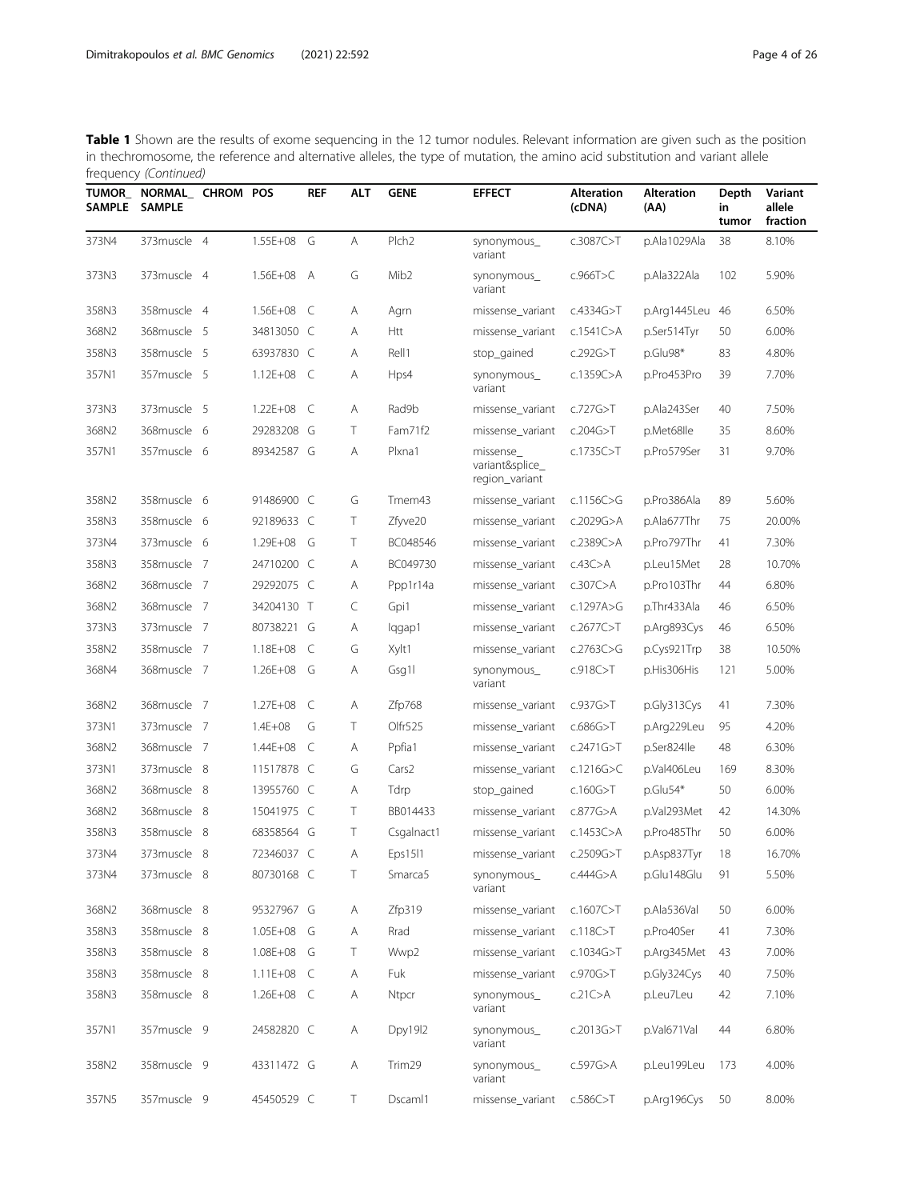**Table 1** Shown are the results of exome sequencing in the 12 tumor nodules. Relevant information are given such as the position in thechromosome, the reference and alternative alleles, the type of mutation, the amino acid substitution and variant allele frequency *(Continued)*

| TUMOR_ SAMPLE | NORMAL_ SAMPLE | CHROM | POS | REF | ALT | GENE | EFFECT | Alteration (cDNA) | Alteration (AA) | Depth in tumor | Variant allele fraction |
|---|---|---|---|---|---|---|---|---|---|---|---|
| 373N4 | 373muscle | 4 | 1.55E+08 | G | A | Plch2 | synonymous_ variant | c.3087C>T | p.Ala1029Ala | 38 | 8.10% |
| 373N3 | 373muscle | 4 | 1.56E+08 | A | G | Mib2 | synonymous_ variant | c.966T>C | p.Ala322Ala | 102 | 5.90% |
| 358N3 | 358muscle | 4 | 1.56E+08 | C | A | Agrn | missense_variant | c.4334G>T | p.Arg1445Leu | 46 | 6.50% |
| 368N2 | 368muscle | 5 | 34813050 | C | A | Htt | missense_variant | c.1541C>A | p.Ser514Tyr | 50 | 6.00% |
| 358N3 | 358muscle | 5 | 63937830 | C | A | Rell1 | stop_gained | c.292G>T | p.Glu98* | 83 | 4.80% |
| 357N1 | 357muscle | 5 | 1.12E+08 | C | A | Hps4 | synonymous_ variant | c.1359C>A | p.Pro453Pro | 39 | 7.70% |
| 373N3 | 373muscle | 5 | 1.22E+08 | C | A | Rad9b | missense_variant | c.727G>T | p.Ala243Ser | 40 | 7.50% |
| 368N2 | 368muscle | 6 | 29283208 | G | T | Fam71f2 | missense_variant | c.204G>T | p.Met68Ile | 35 | 8.60% |
| 357N1 | 357muscle | 6 | 89342587 | G | A | Plxna1 | missense_ variant&splice_ region_variant | c.1735C>T | p.Pro579Ser | 31 | 9.70% |
| 358N2 | 358muscle | 6 | 91486900 | C | G | Tmem43 | missense_variant | c.1156C>G | p.Pro386Ala | 89 | 5.60% |
| 358N3 | 358muscle | 6 | 92189633 | C | T | Zfyve20 | missense_variant | c.2029G>A | p.Ala677Thr | 75 | 20.00% |
| 373N4 | 373muscle | 6 | 1.29E+08 | G | T | BC048546 | missense_variant | c.2389C>A | p.Pro797Thr | 41 | 7.30% |
| 358N3 | 358muscle | 7 | 24710200 | C | A | BC049730 | missense_variant | c.43C>A | p.Leu15Met | 28 | 10.70% |
| 368N2 | 368muscle | 7 | 29292075 | C | A | Ppp1r14a | missense_variant | c.307C>A | p.Pro103Thr | 44 | 6.80% |
| 368N2 | 368muscle | 7 | 34204130 | T | C | Gpi1 | missense_variant | c.1297A>G | p.Thr433Ala | 46 | 6.50% |
| 373N3 | 373muscle | 7 | 80738221 | G | A | Iqgap1 | missense_variant | c.2677C>T | p.Arg893Cys | 46 | 6.50% |
| 358N2 | 358muscle | 7 | 1.18E+08 | C | G | Xylt1 | missense_variant | c.2763C>G | p.Cys921Trp | 38 | 10.50% |
| 368N4 | 368muscle | 7 | 1.26E+08 | G | A | Gsg1l | synonymous_ variant | c.918C>T | p.His306His | 121 | 5.00% |
| 368N2 | 368muscle | 7 | 1.27E+08 | C | A | Zfp768 | missense_variant | c.937G>T | p.Gly313Cys | 41 | 7.30% |
| 373N1 | 373muscle | 7 | 1.4E+08 | G | T | Olfr525 | missense_variant | c.686G>T | p.Arg229Leu | 95 | 4.20% |
| 368N2 | 368muscle | 7 | 1.44E+08 | C | A | Ppfia1 | missense_variant | c.2471G>T | p.Ser824Ile | 48 | 6.30% |
| 373N1 | 373muscle | 8 | 11517878 | C | G | Cars2 | missense_variant | c.1216G>C | p.Val406Leu | 169 | 8.30% |
| 368N2 | 368muscle | 8 | 13955760 | C | A | Tdrp | stop_gained | c.160G>T | p.Glu54* | 50 | 6.00% |
| 368N2 | 368muscle | 8 | 15041975 | C | T | BB014433 | missense_variant | c.877G>A | p.Val293Met | 42 | 14.30% |
| 358N3 | 358muscle | 8 | 68358564 | G | T | Csgalnact1 | missense_variant | c.1453C>A | p.Pro485Thr | 50 | 6.00% |
| 373N4 | 373muscle | 8 | 72346037 | C | A | Eps15l1 | missense_variant | c.2509G>T | p.Asp837Tyr | 18 | 16.70% |
| 373N4 | 373muscle | 8 | 80730168 | C | T | Smarca5 | synonymous_ variant | c.444G>A | p.Glu148Glu | 91 | 5.50% |
| 368N2 | 368muscle | 8 | 95327967 | G | A | Zfp319 | missense_variant | c.1607C>T | p.Ala536Val | 50 | 6.00% |
| 358N3 | 358muscle | 8 | 1.05E+08 | G | A | Rrad | missense_variant | c.118C>T | p.Pro40Ser | 41 | 7.30% |
| 358N3 | 358muscle | 8 | 1.08E+08 | G | T | Wwp2 | missense_variant | c.1034G>T | p.Arg345Met | 43 | 7.00% |
| 358N3 | 358muscle | 8 | 1.11E+08 | C | A | Fuk | missense_variant | c.970G>T | p.Gly324Cys | 40 | 7.50% |
| 358N3 | 358muscle | 8 | 1.26E+08 | C | A | Ntpcr | synonymous_ variant | c.21C>A | p.Leu7Leu | 42 | 7.10% |
| 357N1 | 357muscle | 9 | 24582820 | C | A | Dpy19l2 | synonymous_ variant | c.2013G>T | p.Val671Val | 44 | 6.80% |
| 358N2 | 358muscle | 9 | 43311472 | G | A | Trim29 | synonymous_ variant | c.597G>A | p.Leu199Leu | 173 | 4.00% |
| 357N5 | 357muscle | 9 | 45450529 | C | T | Dscaml1 | missense_variant | c.586C>T | p.Arg196Cys | 50 | 8.00% |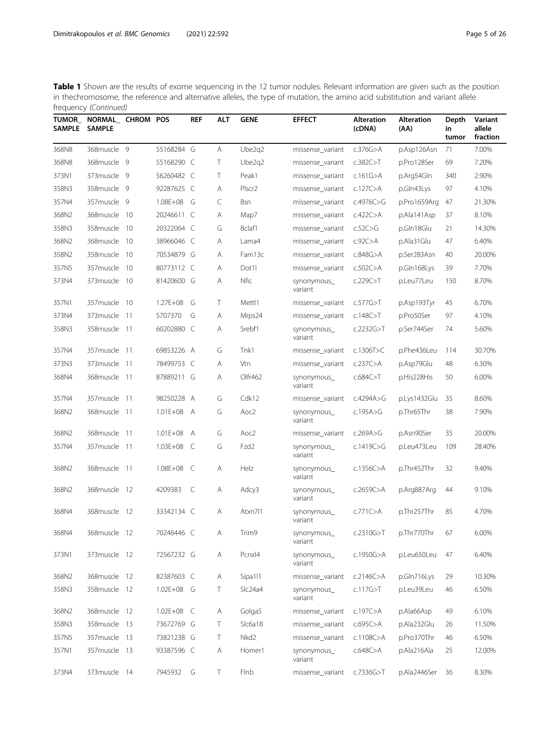**Table 1** Shown are the results of exome sequencing in the 12 tumor nodules. Relevant information are given such as the position in thechromosome, the reference and alternative alleles, the type of mutation, the amino acid substitution and variant allele frequency *(Continued)*

| TUMOR_ SAMPLE | NORMAL_ SAMPLE | CHROM | POS | REF | ALT | GENE | EFFECT | Alteration (cDNA) | Alteration (AA) | Depth in tumor | Variant allele fraction |
|---|---|---|---|---|---|---|---|---|---|---|---|
| 368N8 | 368muscle | 9 | 55168284 | G | A | Ube2q2 | missense_variant | c.376G>A | p.Asp126Asn | 71 | 7.00% |
| 368N8 | 368muscle | 9 | 55168290 | C | T | Ube2q2 | missense_variant | c.382C>T | p.Pro128Ser | 69 | 7.20% |
| 373N1 | 373muscle | 9 | 56260482 | C | T | Peak1 | missense_variant | c.161G>A | p.Arg54Gln | 340 | 2.90% |
| 358N3 | 358muscle | 9 | 92287625 | C | A | Plscr2 | missense_variant | c.127C>A | p.Gln43Lys | 97 | 4.10% |
| 357N4 | 357muscle | 9 | 1.08E+08 | G | C | Bsn | missense_variant | c.4976C>G | p.Pro1659Arg | 47 | 21.30% |
| 368N2 | 368muscle | 10 | 20246611 | C | A | Map7 | missense_variant | c.422C>A | p.Ala141Asp | 37 | 8.10% |
| 358N3 | 358muscle | 10 | 20322064 | C | G | Bclaf1 | missense_variant | c.52C>G | p.Gln18Glu | 21 | 14.30% |
| 368N2 | 368muscle | 10 | 38966046 | C | A | Lama4 | missense_variant | c.92C>A | p.Ala31Glu | 47 | 6.40% |
| 358N2 | 358muscle | 10 | 70534879 | G | A | Fam13c | missense_variant | c.848G>A | p.Ser283Asn | 40 | 20.00% |
| 357N5 | 357muscle | 10 | 80773112 | C | A | Dot1l | missense_variant | c.502C>A | p.Gln168Lys | 39 | 7.70% |
| 373N4 | 373muscle | 10 | 81420600 | G | A | Nfic | synonymous_ variant | c.229C>T | p.Leu77Leu | 150 | 8.70% |
| 357N1 | 357muscle | 10 | 1.27E+08 | G | T | Mettl1 | missense_variant | c.577G>T | p.Asp193Tyr | 45 | 6.70% |
| 373N4 | 373muscle | 11 | 5707370 | G | A | Mrps24 | missense_variant | c.148C>T | p.Pro50Ser | 97 | 4.10% |
| 358N3 | 358muscle | 11 | 60202880 | C | A | Srebf1 | synonymous_ variant | c.2232G>T | p.Ser744Ser | 74 | 5.60% |
| 357N4 | 357muscle | 11 | 69853226 | A | G | Tnk1 | missense_variant | c.1306T>C | p.Phe436Leu | 114 | 30.70% |
| 373N3 | 373muscle | 11 | 78499753 | C | A | Vtn | missense_variant | c.237C>A | p.Asp79Glu | 48 | 6.30% |
| 368N4 | 368muscle | 11 | 87889211 | G | A | Olfr462 | synonymous_ variant | c.684C>T | p.His228His | 50 | 6.00% |
| 357N4 | 357muscle | 11 | 98250228 | A | G | Cdk12 | missense_variant | c.4294A>G | p.Lys1432Glu | 35 | 8.60% |
| 368N2 | 368muscle | 11 | 1.01E+08 | A | G | Aoc2 | synonymous_ variant | c.195A>G | p.Thr65Thr | 38 | 7.90% |
| 368N2 | 368muscle | 11 | 1.01E+08 | A | G | Aoc2 | missense_variant | c.269A>G | p.Asn90Ser | 35 | 20.00% |
| 357N4 | 357muscle | 11 | 1.03E+08 | C | G | Fzd2 | synonymous_ variant | c.1419C>G | p.Leu473Leu | 109 | 28.40% |
| 368N2 | 368muscle | 11 | 1.08E+08 | C | A | Helz | synonymous_ variant | c.1356C>A | p.Thr452Thr | 32 | 9.40% |
| 368N2 | 368muscle | 12 | 4209383 | C | A | Adcy3 | synonymous_ variant | c.2659C>A | p.Arg887Arg | 44 | 9.10% |
| 368N4 | 368muscle | 12 | 33342134 | C | A | Atxn7l1 | synonymous_ variant | c.771C>A | p.Thr257Thr | 85 | 4.70% |
| 368N4 | 368muscle | 12 | 70246446 | C | A | Trim9 | synonymous_ variant | c.2310G>T | p.Thr770Thr | 67 | 6.00% |
| 373N1 | 373muscle | 12 | 72567232 | G | A | Pcnxl4 | synonymous_ variant | c.1950G>A | p.Leu650Leu | 47 | 6.40% |
| 368N2 | 368muscle | 12 | 82387603 | C | A | Sipa1l1 | missense_variant | c.2146C>A | p.Gln716Lys | 29 | 10.30% |
| 358N3 | 358muscle | 12 | 1.02E+08 | G | T | Slc24a4 | synonymous_ variant | c.117G>T | p.Leu39Leu | 46 | 6.50% |
| 368N2 | 368muscle | 12 | 1.02E+08 | C | A | Golga5 | missense_variant | c.197C>A | p.Ala66Asp | 49 | 6.10% |
| 358N3 | 358muscle | 13 | 73672769 | G | T | Slc6a18 | missense_variant | c.695C>A | p.Ala232Glu | 26 | 11.50% |
| 357N5 | 357muscle | 13 | 73821238 | G | T | Nkd2 | missense_variant | c.1108C>A | p.Pro370Thr | 46 | 6.50% |
| 357N1 | 357muscle | 13 | 93387596 | C | A | Homer1 | synonymous_ variant | c.648C>A | p.Ala216Ala | 25 | 12.00% |
| 373N4 | 373muscle | 14 | 7945932 | G | T | Flnb | missense_variant | c.7336G>T | p.Ala2446Ser | 36 | 8.30% |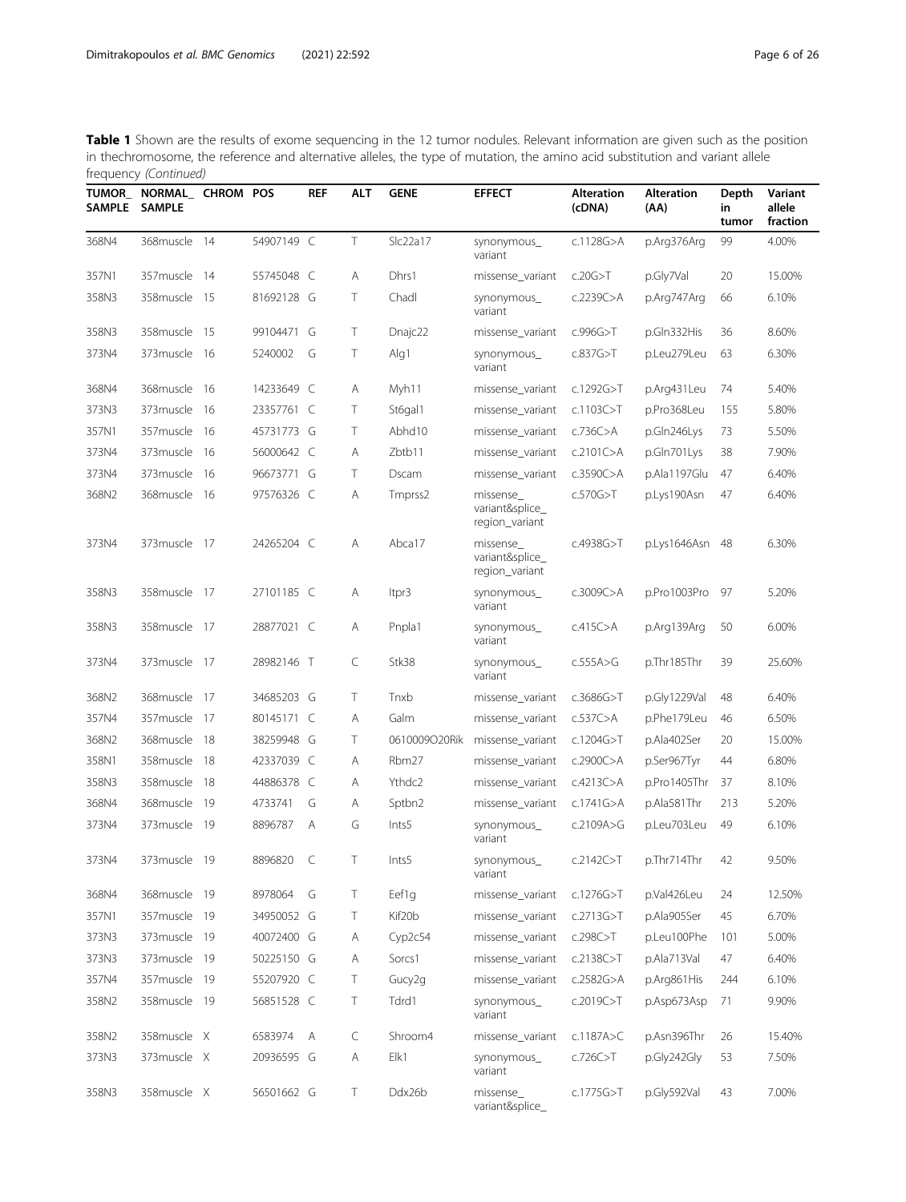**Table 1** Shown are the results of exome sequencing in the 12 tumor nodules. Relevant information are given such as the position in thechromosome, the reference and alternative alleles, the type of mutation, the amino acid substitution and variant allele frequency *(Continued)*

| TUMOR_ SAMPLE | NORMAL_ SAMPLE | CHROM | POS | REF | ALT | GENE | EFFECT | Alteration (cDNA) | Alteration (AA) | Depth in tumor | Variant allele fraction |
|---|---|---|---|---|---|---|---|---|---|---|---|
| 368N4 | 368muscle | 14 | 54907149 | C | T | Slc22a17 | synonymous_ variant | c.1128G>A | p.Arg376Arg | 99 | 4.00% |
| 357N1 | 357muscle | 14 | 55745048 | C | A | Dhrs1 | missense_variant | c.20G>T | p.Gly7Val | 20 | 15.00% |
| 358N3 | 358muscle | 15 | 81692128 | G | T | Chadl | synonymous_ variant | c.2239C>A | p.Arg747Arg | 66 | 6.10% |
| 358N3 | 358muscle | 15 | 99104471 | G | T | Dnajc22 | missense_variant | c.996G>T | p.Gln332His | 36 | 8.60% |
| 373N4 | 373muscle | 16 | 5240002 | G | T | Alg1 | synonymous_ variant | c.837G>T | p.Leu279Leu | 63 | 6.30% |
| 368N4 | 368muscle | 16 | 14233649 | C | A | Myh11 | missense_variant | c.1292G>T | p.Arg431Leu | 74 | 5.40% |
| 373N3 | 373muscle | 16 | 23357761 | C | T | St6gal1 | missense_variant | c.1103C>T | p.Pro368Leu | 155 | 5.80% |
| 357N1 | 357muscle | 16 | 45731773 | G | T | Abhd10 | missense_variant | c.736C>A | p.Gln246Lys | 73 | 5.50% |
| 373N4 | 373muscle | 16 | 56000642 | C | A | Zbtb11 | missense_variant | c.2101C>A | p.Gln701Lys | 38 | 7.90% |
| 373N4 | 373muscle | 16 | 96673771 | G | T | Dscam | missense_variant | c.3590C>A | p.Ala1197Glu | 47 | 6.40% |
| 368N2 | 368muscle | 16 | 97576326 | C | A | Tmprss2 | missense_ variant&splice_ region_variant | c.570G>T | p.Lys190Asn | 47 | 6.40% |
| 373N4 | 373muscle | 17 | 24265204 | C | A | Abca17 | missense_ variant&splice_ region_variant | c.4938G>T | p.Lys1646Asn | 48 | 6.30% |
| 358N3 | 358muscle | 17 | 27101185 | C | A | Itpr3 | synonymous_ variant | c.3009C>A | p.Pro1003Pro | 97 | 5.20% |
| 358N3 | 358muscle | 17 | 28877021 | C | A | Pnpla1 | synonymous_ variant | c.415C>A | p.Arg139Arg | 50 | 6.00% |
| 373N4 | 373muscle | 17 | 28982146 | T | C | Stk38 | synonymous_ variant | c.555A>G | p.Thr185Thr | 39 | 25.60% |
| 368N2 | 368muscle | 17 | 34685203 | G | T | Tnxb | missense_variant | c.3686G>T | p.Gly1229Val | 48 | 6.40% |
| 357N4 | 357muscle | 17 | 80145171 | C | A | Galm | missense_variant | c.537C>A | p.Phe179Leu | 46 | 6.50% |
| 368N2 | 368muscle | 18 | 38259948 | G | T | 0610009O20Rik | missense_variant | c.1204G>T | p.Ala402Ser | 20 | 15.00% |
| 358N1 | 358muscle | 18 | 42337039 | C | A | Rbm27 | missense_variant | c.2900C>A | p.Ser967Tyr | 44 | 6.80% |
| 358N3 | 358muscle | 18 | 44886378 | C | A | Ythdc2 | missense_variant | c.4213C>A | p.Pro1405Thr | 37 | 8.10% |
| 368N4 | 368muscle | 19 | 4733741 | G | A | Sptbn2 | missense_variant | c.1741G>A | p.Ala581Thr | 213 | 5.20% |
| 373N4 | 373muscle | 19 | 8896787 | A | G | Ints5 | synonymous_ variant | c.2109A>G | p.Leu703Leu | 49 | 6.10% |
| 373N4 | 373muscle | 19 | 8896820 | C | T | Ints5 | synonymous_ variant | c.2142C>T | p.Thr714Thr | 42 | 9.50% |
| 368N4 | 368muscle | 19 | 8978064 | G | T | Eef1g | missense_variant | c.1276G>T | p.Val426Leu | 24 | 12.50% |
| 357N1 | 357muscle | 19 | 34950052 | G | T | Kif20b | missense_variant | c.2713G>T | p.Ala905Ser | 45 | 6.70% |
| 373N3 | 373muscle | 19 | 40072400 | G | A | Cyp2c54 | missense_variant | c.298C>T | p.Leu100Phe | 101 | 5.00% |
| 373N3 | 373muscle | 19 | 50225150 | G | A | Sorcs1 | missense_variant | c.2138C>T | p.Ala713Val | 47 | 6.40% |
| 357N4 | 357muscle | 19 | 55207920 | C | T | Gucy2g | missense_variant | c.2582G>A | p.Arg861His | 244 | 6.10% |
| 358N2 | 358muscle | 19 | 56851528 | C | T | Tdrd1 | synonymous_ variant | c.2019C>T | p.Asp673Asp | 71 | 9.90% |
| 358N2 | 358muscle | X | 6583974 | A | C | Shroom4 | missense_variant | c.1187A>C | p.Asn396Thr | 26 | 15.40% |
| 373N3 | 373muscle | X | 20936595 | G | A | Elk1 | synonymous_ variant | c.726C>T | p.Gly242Gly | 53 | 7.50% |
| 358N3 | 358muscle | X | 56501662 | G | T | Ddx26b | missense_ variant&splice_ | c.1775G>T | p.Gly592Val | 43 | 7.00% |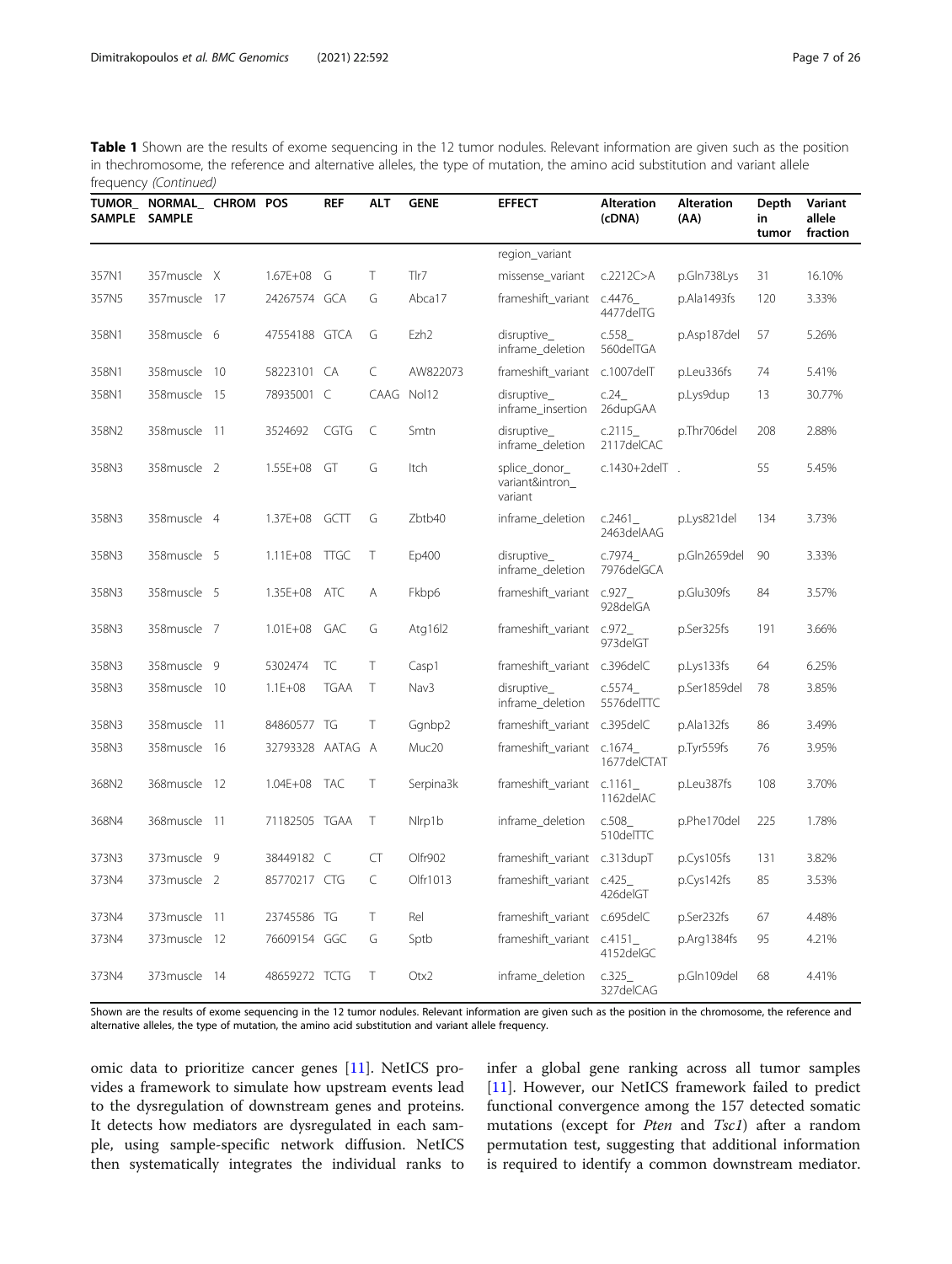**Table 1** Shown are the results of exome sequencing in the 12 tumor nodules. Relevant information are given such as the position in thechromosome, the reference and alternative alleles, the type of mutation, the amino acid substitution and variant allele frequency *(Continued)*

| TUMOR_SAMPLE | NORMAL_SAMPLE | CHROM | POS | REF | ALT | GENE | EFFECT | Alteration (cDNA) | Alteration (AA) | Depth in tumor | Variant allele fraction |
|---|---|---|---|---|---|---|---|---|---|---|---|
| | | | | | | | region_variant | | | | |
| 357N1 | 357muscle | X | 1.67E+08 | G | T | Tlr7 | missense_variant | c.2212C>A | p.Gln738Lys | 31 | 16.10% |
| 357N5 | 357muscle | 17 | 24267574 | GCA | G | Abca17 | frameshift_variant | c.4476_4477delTG | p.Ala1493fs | 120 | 3.33% |
| 358N1 | 358muscle | 6 | 47554188 | GTCA | G | Ezh2 | disruptive_inframe_deletion | c.558_560delTGA | p.Asp187del | 57 | 5.26% |
| 358N1 | 358muscle | 10 | 58223101 | CA | C | AW822073 | frameshift_variant | c.1007delT | p.Leu336fs | 74 | 5.41% |
| 358N1 | 358muscle | 15 | 78935001 | C | CAAG | Nol12 | disruptive_inframe_insertion | c.24_26dupGAA | p.Lys9dup | 13 | 30.77% |
| 358N2 | 358muscle | 11 | 3524692 | CGTG | C | Smtn | disruptive_inframe_deletion | c.2115_2117delCAC | p.Thr706del | 208 | 2.88% |
| 358N3 | 358muscle | 2 | 1.55E+08 | GT | G | Itch | splice_donor_variant&intron_variant | c.1430+2delT | . | 55 | 5.45% |
| 358N3 | 358muscle | 4 | 1.37E+08 | GCTT | G | Zbtb40 | inframe_deletion | c.2461_2463delAAG | p.Lys821del | 134 | 3.73% |
| 358N3 | 358muscle | 5 | 1.11E+08 | TTGC | T | Ep400 | disruptive_inframe_deletion | c.7974_7976delGCA | p.Gln2659del | 90 | 3.33% |
| 358N3 | 358muscle | 5 | 1.35E+08 | ATC | A | Fkbp6 | frameshift_variant | c.927_928delGA | p.Glu309fs | 84 | 3.57% |
| 358N3 | 358muscle | 7 | 1.01E+08 | GAC | G | Atg16l2 | frameshift_variant | c.972_973delGT | p.Ser325fs | 191 | 3.66% |
| 358N3 | 358muscle | 9 | 5302474 | TC | T | Casp1 | frameshift_variant | c.396delC | p.Lys133fs | 64 | 6.25% |
| 358N3 | 358muscle | 10 | 1.1E+08 | TGAA | T | Nav3 | disruptive_inframe_deletion | c.5574_5576delTTC | p.Ser1859del | 78 | 3.85% |
| 358N3 | 358muscle | 11 | 84860577 | TG | T | Ggnbp2 | frameshift_variant | c.395delC | p.Ala132fs | 86 | 3.49% |
| 358N3 | 358muscle | 16 | 32793328 | AATAG | A | Muc20 | frameshift_variant | c.1674_1677delCTAT | p.Tyr559fs | 76 | 3.95% |
| 368N2 | 368muscle | 12 | 1.04E+08 | TAC | T | Serpina3k | frameshift_variant | c.1161_1162delAC | p.Leu387fs | 108 | 3.70% |
| 368N4 | 368muscle | 11 | 71182505 | TGAA | T | Nlrp1b | inframe_deletion | c.508_510delTTC | p.Phe170del | 225 | 1.78% |
| 373N3 | 373muscle | 9 | 38449182 | C | CT | Olfr902 | frameshift_variant | c.313dupT | p.Cys105fs | 131 | 3.82% |
| 373N4 | 373muscle | 2 | 85770217 | CTG | C | Olfr1013 | frameshift_variant | c.425_426delGT | p.Cys142fs | 85 | 3.53% |
| 373N4 | 373muscle | 11 | 23745586 | TG | T | Rel | frameshift_variant | c.695delC | p.Ser232fs | 67 | 4.48% |
| 373N4 | 373muscle | 12 | 76609154 | GGC | G | Sptb | frameshift_variant | c.4151_4152delGC | p.Arg1384fs | 95 | 4.21% |
| 373N4 | 373muscle | 14 | 48659272 | TCTG | T | Otx2 | inframe_deletion | c.325_327delCAG | p.Gln109del | 68 | 4.41% |

Shown are the results of exome sequencing in the 12 tumor nodules. Relevant information are given such as the position in the chromosome, the reference and alternative alleles, the type of mutation, the amino acid substitution and variant allele frequency.

omic data to prioritize cancer genes [11]. NetICS provides a framework to simulate how upstream events lead to the dysregulation of downstream genes and proteins. It detects how mediators are dysregulated in each sample, using sample-specific network diffusion. NetICS then systematically integrates the individual ranks to infer a global gene ranking across all tumor samples [11]. However, our NetICS framework failed to predict functional convergence among the 157 detected somatic mutations (except for *Pten* and *Tsc1*) after a random permutation test, suggesting that additional information is required to identify a common downstream mediator.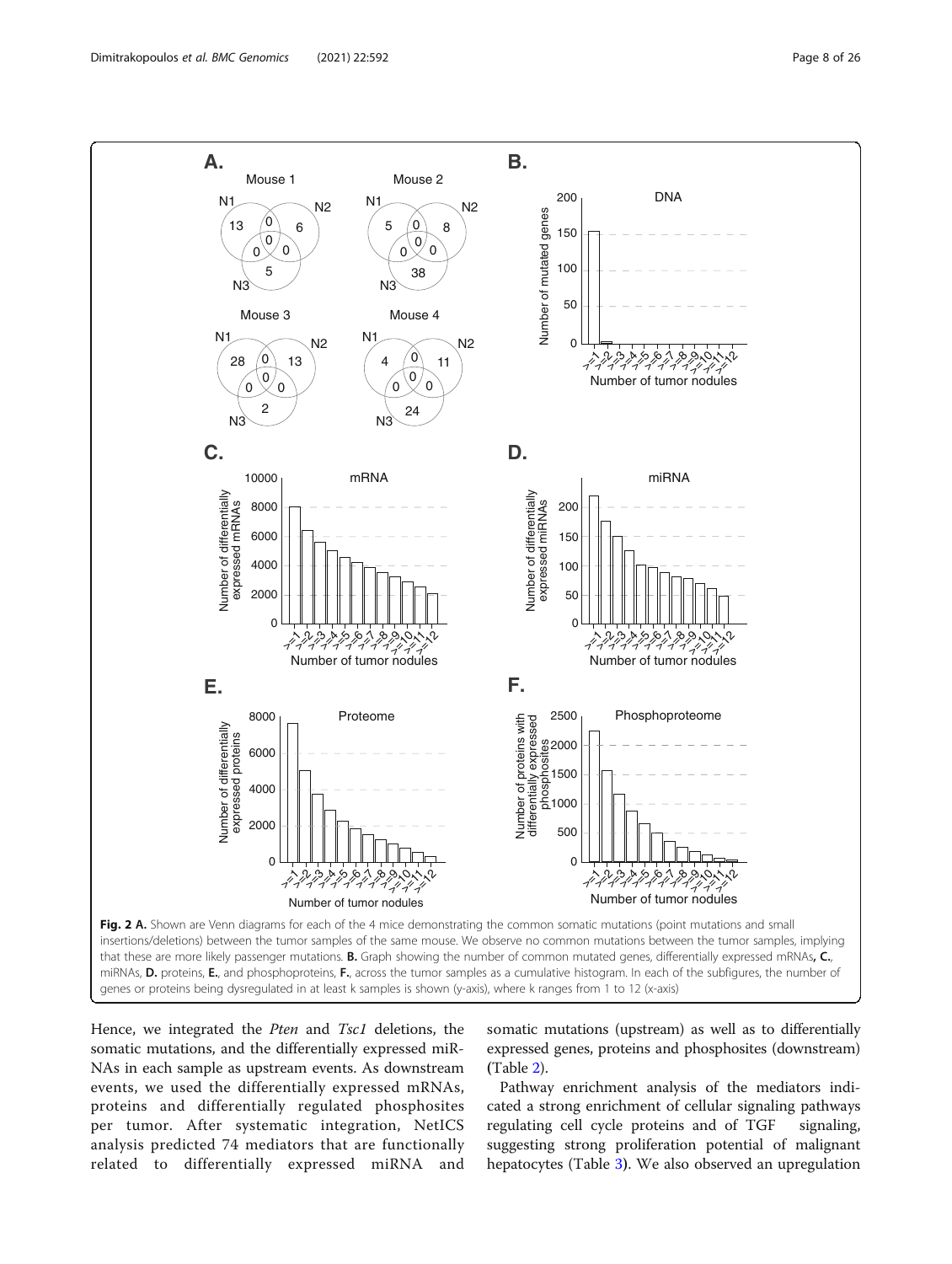**Fig. 2 A.** Shown are Venn diagrams for each of the 4 mice demonstrating the common somatic mutations (point mutations and small insertions/deletions) between the tumor samples of the same mouse. We observe no common mutations between the tumor samples, implying that these are more likely passenger mutations. **B.** Graph showing the number of common mutated genes, differentially expressed mRNAs**, C.**, miRNAs, **D.** proteins, **E.**, and phosphoproteins, **F.**, across the tumor samples as a cumulative histogram. In each of the subfigures, the number of genes or proteins being dysregulated in at least k samples is shown (y-axis), where k ranges from 1 to 12 (x-axis)

Hence, we integrated the *Pten* and *Tsc1* deletions, the somatic mutations, and the differentially expressed miRNAs in each sample as upstream events. As downstream events, we used the differentially expressed mRNAs, proteins and differentially regulated phosphosites per tumor. After systematic integration, NetICS analysis predicted 74 mediators that are functionally related to differentially expressed miRNA and somatic mutations (upstream) as well as to differentially expressed genes, proteins and phosphosites (downstream) (Table 2).

Pathway enrichment analysis of the mediators indicated a strong enrichment of cellular signaling pathways regulating cell cycle proteins and of TGF signaling, suggesting strong proliferation potential of malignant hepatocytes (Table 3). We also observed an upregulation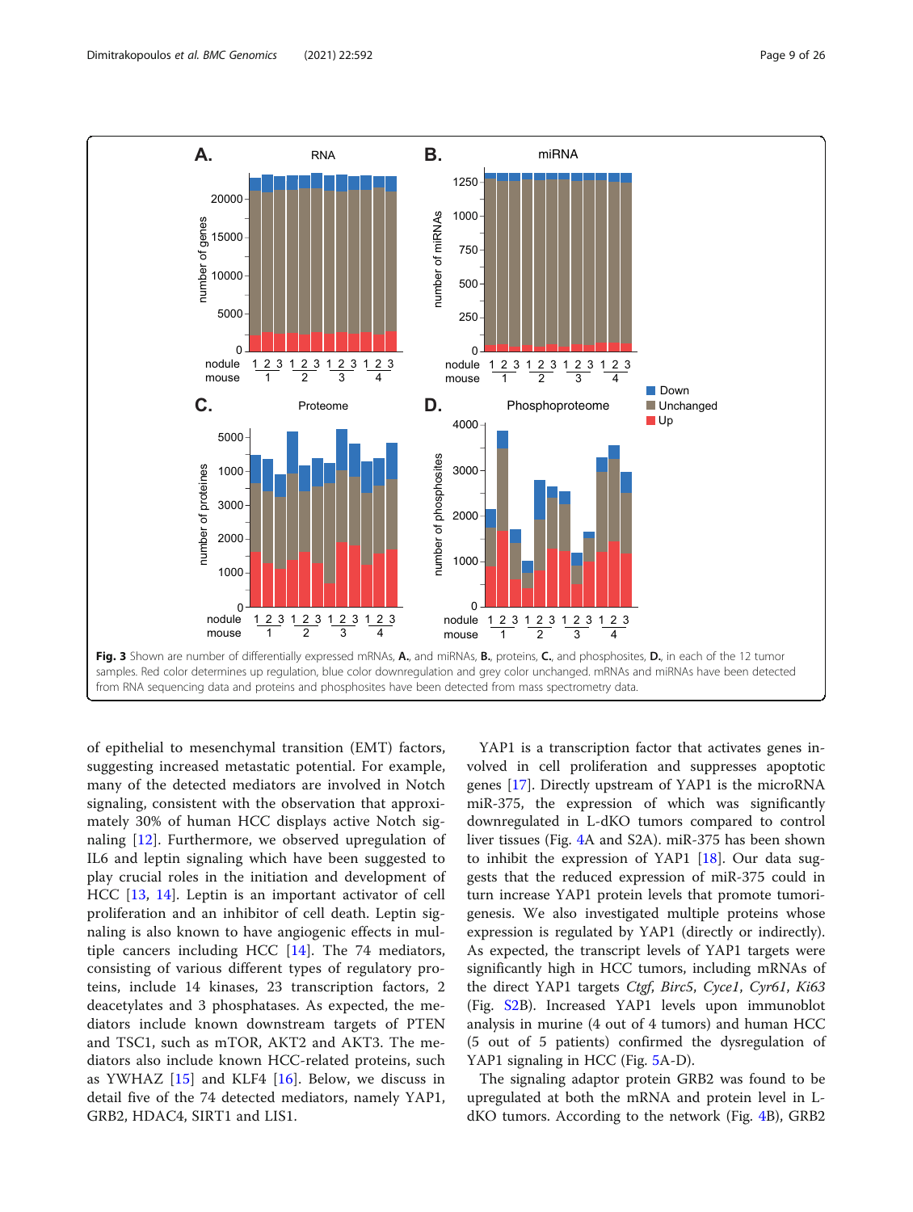**Fig. 3** Shown are number of differentially expressed mRNAs, **A.**, and miRNAs, **B.**, proteins, **C.**, and phosphosites, **D.**, in each of the 12 tumor samples. Red color determines up regulation, blue color downregulation and grey color unchanged. mRNAs and miRNAs have been detected from RNA sequencing data and proteins and phosphosites have been detected from mass spectrometry data.

of epithelial to mesenchymal transition (EMT) factors, suggesting increased metastatic potential. For example, many of the detected mediators are involved in Notch signaling, consistent with the observation that approximately 30% of human HCC displays active Notch signaling [12]. Furthermore, we observed upregulation of IL6 and leptin signaling which have been suggested to play crucial roles in the initiation and development of HCC [13, 14]. Leptin is an important activator of cell proliferation and an inhibitor of cell death. Leptin signaling is also known to have angiogenic effects in multiple cancers including HCC [14]. The 74 mediators, consisting of various different types of regulatory proteins, include 14 kinases, 23 transcription factors, 2 deacetylates and 3 phosphatases. As expected, the mediators include known downstream targets of PTEN and TSC1, such as mTOR, AKT2 and AKT3. The mediators also include known HCC-related proteins, such as YWHAZ [15] and KLF4 [16]. Below, we discuss in detail five of the 74 detected mediators, namely YAP1, GRB2, HDAC4, SIRT1 and LIS1.

YAP1 is a transcription factor that activates genes involved in cell proliferation and suppresses apoptotic genes [17]. Directly upstream of YAP1 is the microRNA miR-375, the expression of which was significantly downregulated in L-dKO tumors compared to control liver tissues (Fig. 4A and S2A). miR-375 has been shown to inhibit the expression of YAP1 [18]. Our data suggests that the reduced expression of miR-375 could in turn increase YAP1 protein levels that promote tumorigenesis. We also investigated multiple proteins whose expression is regulated by YAP1 (directly or indirectly). As expected, the transcript levels of YAP1 targets were significantly high in HCC tumors, including mRNAs of the direct YAP1 targets *Ctgf*, *Birc5*, *Cyce1*, *Cyr61*, *Ki63* (Fig. S2B). Increased YAP1 levels upon immunoblot analysis in murine (4 out of 4 tumors) and human HCC (5 out of 5 patients) confirmed the dysregulation of YAP1 signaling in HCC (Fig. 5A-D).

The signaling adaptor protein GRB2 was found to be upregulated at both the mRNA and protein level in L-dKO tumors. According to the network (Fig. 4B), GRB2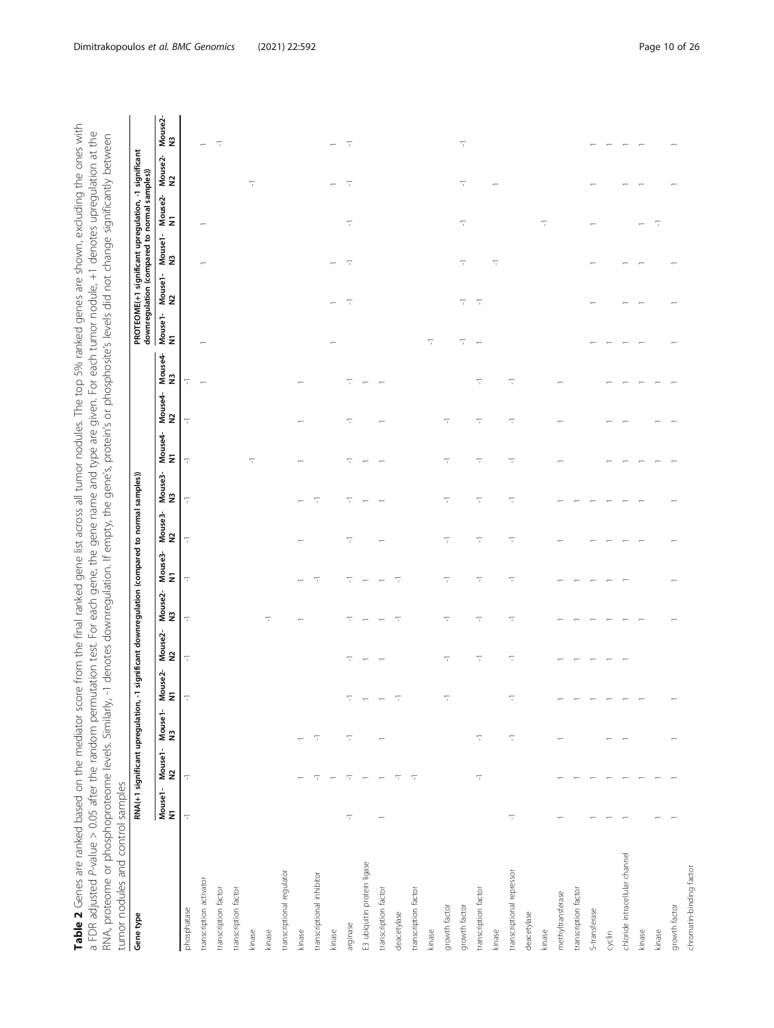**Table 2** Genes are ranked based on the mediator score from the final ranked gene list across all tumor nodules. The top 5% ranked genes are shown, excluding the ones with a FDR adjusted *P*-value > 0.05 after the random permutation test. For each gene, the gene name and type are given. For each tumor nodule, +1 denotes upregulation at the RNA, proteome or phosphoproteome levels. Similarly, -1 denotes downregulation. If empty, the gene's, protein's or phosphosite's levels did not change significantly between tumor nodules and control samples

| Gene type | RNA(+1 significant upregulation, -1 significant downregulation (compared to normal samples)) | | | | | | | | | | | | PROTEOME(+1 significant upregulation, -1 significant downregulation (compared to normal samples)) | | | | | |
|---|---|---|---|---|---|---|---|---|---|---|---|---|---|---|---|---|---|---|
| | Mouse1-N1 | Mouse1-N2 | Mouse1-N3 | Mouse2-N1 | Mouse2-N2 | Mouse2-N3 | Mouse3-N1 | Mouse3-N2 | Mouse3-N3 | Mouse4-N1 | Mouse4-N2 | Mouse4-N3 | Mouse1-N1 | Mouse1-N2 | Mouse1-N3 | Mouse2-N1 | Mouse2-N2 | Mouse2-N3 |
| phosphatase | -1 | -1 | | -1 | -1 | -1 | -1 | -1 | -1 | -1 | -1 | -1 | | | | | | |
| transcription activator | | | | | | | | | | | | 1 | 1 | | 1 | 1 | | 1 |
| transcription factor | | | | | | | | | | | | | | | | | | -1 |
| transcription factor | | | | | | | | | | | | | | | | | | |
| kinase | | | | | | | | | | -1 | | | | | | | -1 | |
| kinase | | | | | | -1 | | | | | | | | | | | | |
| transcriptional regulator | | | | | | | | | | | | | | | | | | |
| kinase | | 1 | 1 | | | 1 | 1 | 1 | 1 | 1 | 1 | 1 | | | | | | |
| transcriptional inhibitor | | -1 | -1 | | | | -1 | | -1 | | | | | | | | | |
| kinase | | 1 | | | | | | | | | | | 1 | 1 | 1 | | 1 | 1 |
| arginase | -1 | -1 | -1 | -1 | -1 | -1 | -1 | -1 | -1 | -1 | -1 | -1 | | -1 | -1 | -1 | -1 | -1 |
| E3 ubiquitin protein ligase | | 1 | | 1 | 1 | 1 | 1 | | 1 | 1 | | 1 | | | | | | |
| transcription factor | 1 | 1 | 1 | 1 | 1 | 1 | 1 | 1 | 1 | 1 | 1 | 1 | | | | | | |
| deacetylase | | -1 | | -1 | | -1 | -1 | | | | | | | | | | | |
| transcription factor | | -1 | | | | | | | | | | | | | | | | |
| kinase | | | | | | | | | | | | | -1 | | | | | |
| growth factor | | | | -1 | -1 | -1 | -1 | -1 | -1 | -1 | -1 | | | | | | | |
| growth factor | | | | | | | | | | | | | -1 | -1 | -1 | -1 | -1 | -1 |
| transcription factor | | -1 | -1 | | -1 | -1 | -1 | -1 | -1 | -1 | -1 | -1 | 1 | -1 | | | | |
| kinase | | | | | | | | | | | | | | | -1 | | 1 | |
| transcriptional repressor | -1 | | -1 | -1 | -1 | -1 | -1 | -1 | -1 | -1 | -1 | -1 | | | | | | |
| deacetylase | | | | | | | | | | | | | | | | | | |
| kinase | | | | | | | | | | | | | | | | -1 | | |
| methyltransferase | 1 | 1 | 1 | 1 | 1 | 1 | 1 | 1 | 1 | 1 | 1 | 1 | | | | | | |
| transcription factor | | 1 | | 1 | 1 | 1 | 1 | 1 | | | | | | | | | | |
| S-transferase | 1 | 1 | | 1 | 1 | 1 | 1 | 1 | 1 | 1 | 1 | 1 | 1 | 1 | 1 | 1 | 1 | 1 |
| cyclin | 1 | 1 | 1 | 1 | 1 | 1 | 1 | 1 | 1 | 1 | 1 | 1 | 1 | | | | | 1 |
| chloride intracellular channel | 1 | 1 | 1 | 1 | 1 | 1 | 1 | 1 | 1 | 1 | 1 | 1 | 1 | 1 | 1 | | 1 | 1 |
| kinase | 1 | 1 | | 1 | 1 | 1 | | 1 | 1 | 1 | 1 | 1 | 1 | 1 | 1 | 1 | 1 | 1 |
| kinase | 1 | 1 | | | | | | | | 1 | 1 | 1 | | | | -1 | | |
| growth factor | 1 | 1 | 1 | 1 | | 1 | 1 | | 1 | 1 | 1 | 1 | 1 | 1 | 1 | | 1 | 1 |
| chromatin-binding factor | | | | | | | | | | | | | | | | | | |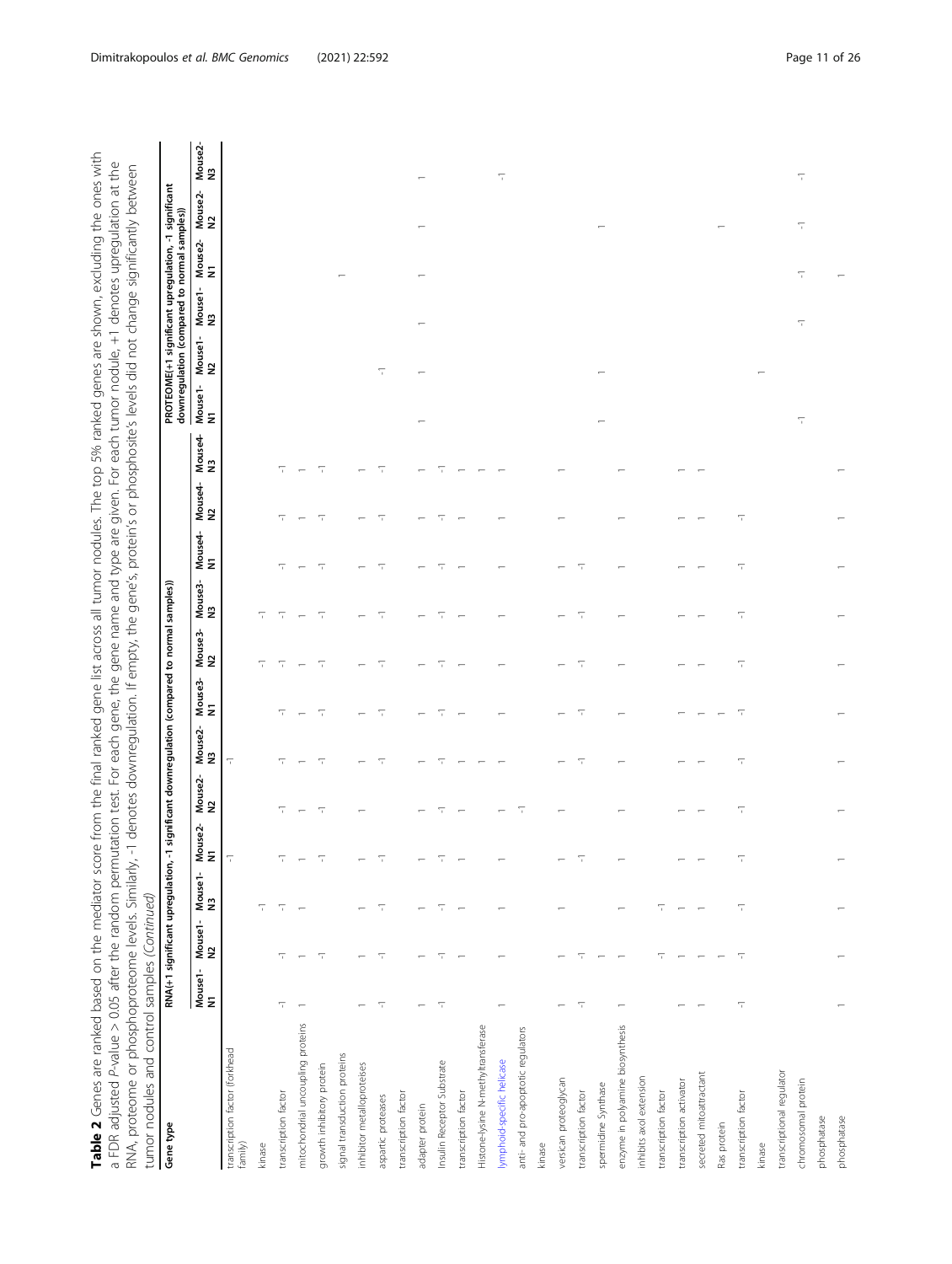**Table 2** Genes are ranked based on the mediator score from the final ranked gene list across all tumor nodules. The top 5% ranked genes are shown, excluding the ones with a FDR adjusted *P*-value > 0.05 after the random permutation test. For each gene, the gene name and type are given. For each tumor nodule, +1 denotes upregulation at the RNA, proteome or phosphoproteome levels. Similarly, -1 denotes downregulation. If empty, the gene's, protein's or phosphosite's levels did not change significantly between tumor nodules and control samples (*Continued*)

| Gene type | RNA(+1 significant upregulation, -1 significant downregulation (compared to normal samples)) | | | | | | | | | | | | PROTEOME(+1 significant upregulation, -1 significant downregulation (compared to normal samples)) | | | | | |
|---|---|---|---|---|---|---|---|---|---|---|---|---|---|---|---|---|---|---|
| | Mouse1-N1 | Mouse1-N2 | Mouse1-N3 | Mouse2-N1 | Mouse2-N2 | Mouse2-N3 | Mouse3-N1 | Mouse3-N2 | Mouse3-N3 | Mouse4-N1 | Mouse4-N2 | Mouse4-N3 | Mouse1-N1 | Mouse1-N2 | Mouse1-N3 | Mouse2-N1 | Mouse2-N2 | Mouse2-N3 |
| transcription factor (forkhead family) | | | | -1 | | -1 | | | | | | | | | | | | |
| kinase | | | -1 | | | | | -1 | -1 | | | | | | | | | |
| transcription factor | -1 | -1 | -1 | -1 | -1 | -1 | -1 | -1 | -1 | -1 | -1 | -1 | | | | | | |
| mitochondrial uncoupling proteins | 1 | 1 | 1 | 1 | 1 | 1 | 1 | 1 | 1 | 1 | 1 | 1 | | | | | | |
| growth inhibitory protein | | -1 | | -1 | -1 | -1 | -1 | -1 | -1 | -1 | -1 | -1 | | | | | | |
| signal transduction proteins | | | | | | | | | | | | | | | | 1 | | |
| inhibitor metalloproteases | 1 | 1 | 1 | 1 | 1 | 1 | 1 | 1 | 1 | 1 | 1 | 1 | | | | | | |
| aspartic proteases | -1 | -1 | -1 | -1 | | -1 | -1 | -1 | -1 | -1 | -1 | -1 | | -1 | | | | |
| transcription factor | | | | | | | | | | | | | | | | | | |
| adapter protein | 1 | 1 | 1 | 1 | 1 | 1 | 1 | 1 | 1 | 1 | 1 | 1 | 1 | 1 | 1 | 1 | 1 | 1 |
| Insulin Receptor Substrate | -1 | -1 | -1 | -1 | -1 | -1 | -1 | -1 | -1 | -1 | -1 | -1 | | | | | | |
| transcription factor | | 1 | 1 | 1 | 1 | 1 | 1 | 1 | 1 | 1 | 1 | 1 | | | | | | |
| Histone-lysine N-methyltransferase | | | | | | 1 | | | | | | 1 | | | | | | |
| lymphoid-specific helicase | 1 | 1 | 1 | 1 | 1 | 1 | 1 | 1 | 1 | 1 | 1 | 1 | | | | | | -1 |
| anti- and pro-apoptotic regulators | | | | | -1 | | | | | | | | | | | | | |
| kinase | | | | | | | | | | | | | | | | | | |
| versican proteoglycan | 1 | 1 | 1 | 1 | 1 | 1 | 1 | 1 | 1 | 1 | 1 | 1 | | | | | | |
| transcription factor | -1 | -1 | | -1 | | -1 | -1 | -1 | -1 | -1 | | | | | | | | |
| spermidine Synthase | | 1 | | | | | | | | | | | | | | | 1 | |
| enzyme in polyamine biosynthesis | 1 | 1 | 1 | 1 | 1 | 1 | 1 | 1 | 1 | 1 | 1 | 1 | 1 | 1 | | | | |
| inhibits axol extension | | | | | | | | | | | | | | | | | | |
| transcription factor | | -1 | -1 | | | | | | | | | | | | | | | |
| transcription activator | 1 | 1 | 1 | 1 | 1 | 1 | 1 | 1 | 1 | 1 | 1 | 1 | | | | | | |
| secreted mitoattractant | 1 | 1 | 1 | 1 | 1 | 1 | 1 | 1 | 1 | 1 | 1 | 1 | | | | | | |
| Ras protein | | 1 | | | | | 1 | | | | | | | | | | 1 | |
| transcription factor | -1 | -1 | -1 | -1 | -1 | -1 | -1 | -1 | -1 | -1 | -1 | | | | | | | |
| kinase | | | | | | | | | | | | | | 1 | | | | |
| transcriptional regulator | | | | | | | | | | | | | | | | | | |
| chromosomal protein | | | | | | | | | | | | | -1 | | -1 | -1 | -1 | -1 |
| phosphatase | | | | | | | | | | | | | | | | | | |
| phosphatase | 1 | 1 | 1 | 1 | 1 | 1 | 1 | 1 | 1 | 1 | 1 | 1 | | | | 1 | | |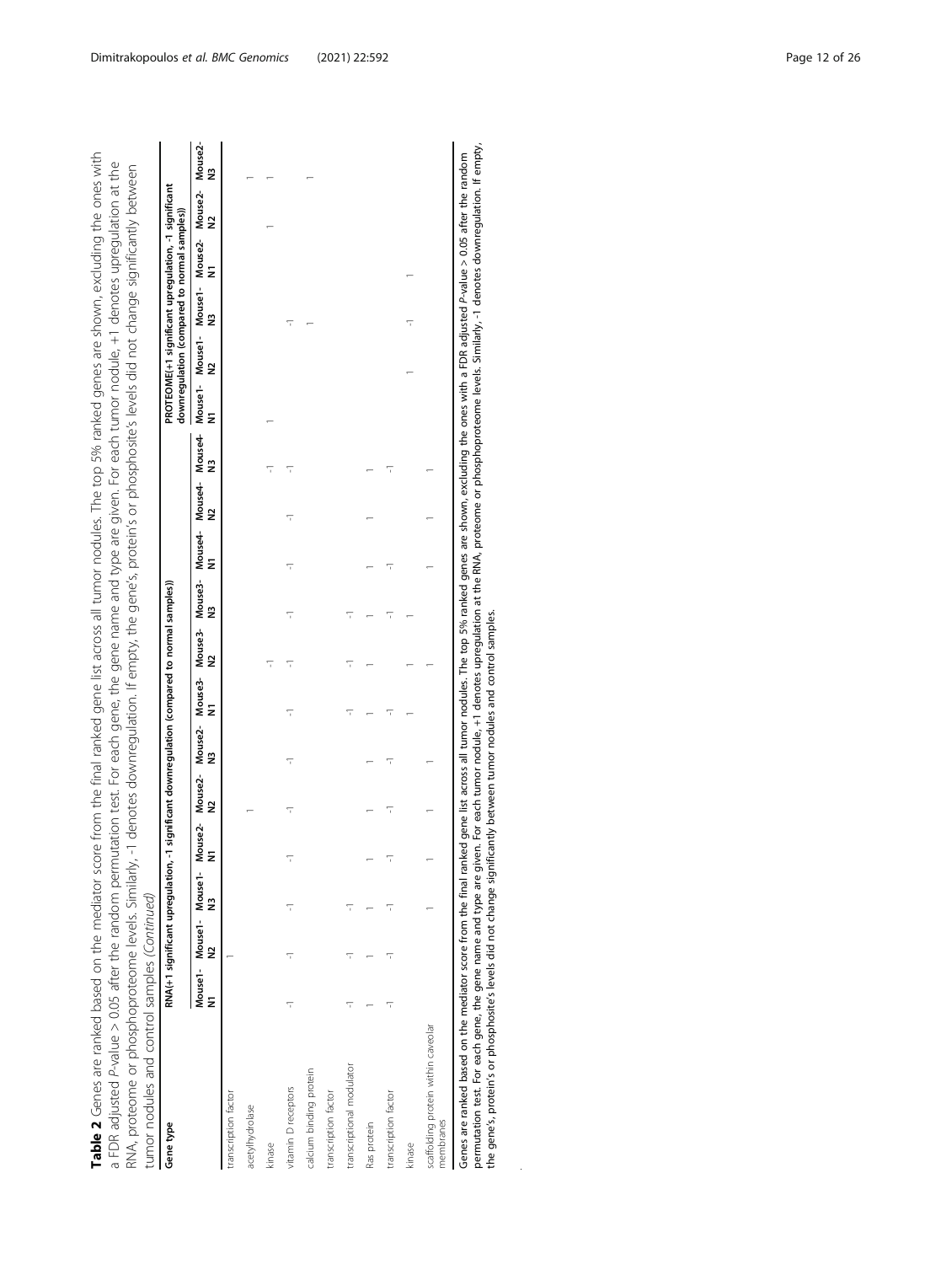**Table 2** Genes are ranked based on the mediator score from the final ranked gene list across all tumor nodules. The top 5% ranked genes are shown, excluding the ones with a FDR adjusted *P*-value > 0.05 after the random permutation test. For each gene, the gene name and type are given. For each tumor nodule, +1 denotes upregulation at the RNA, proteome or phosphoproteome levels. Similarly, -1 denotes downregulation. If empty, the gene's, protein's or phosphosite's levels did not change significantly between tumor nodules and control samples *(Continued)*

| Gene type | RNA(+1 significant upregulation, -1 significant downregulation (compared to normal samples)) | | | | | | | | | | | | PROTEOME(+1 significant upregulation, -1 significant downregulation (compared to normal samples)) | | | | | |
|---|---|---|---|---|---|---|---|---|---|---|---|---|---|---|---|---|---|---|
| | Mouse1-N1 | Mouse1-N2 | Mouse1-N3 | Mouse2-N1 | Mouse2-N2 | Mouse2-N3 | Mouse3-N1 | Mouse3-N2 | Mouse3-N3 | Mouse4-N1 | Mouse4-N2 | Mouse4-N3 | Mouse1-N1 | Mouse1-N2 | Mouse1-N3 | Mouse2-N1 | Mouse2-N2 | Mouse2-N3 |
| transcription factor | | 1 | | | | | | | | | | | | | | | | |
| acetylhydrolase | | | | | 1 | | | | | | | | | | | | | 1 |
| kinase | | | | | | | | -1 | | | | -1 | 1 | | | | 1 | 1 |
| vitamin D receptors | -1 | -1 | -1 | -1 | -1 | -1 | -1 | -1 | -1 | -1 | -1 | -1 | | | -1 | | | |
| calcium binding protein | | | | | | | | | | | | | | | 1 | | | 1 |
| transcription factor | | | | | | | | | | | | | | | | | | |
| transcriptional modulator | -1 | -1 | -1 | | | | -1 | -1 | -1 | | | | | | | | | |
| Ras protein | 1 | 1 | 1 | 1 | 1 | 1 | 1 | 1 | 1 | 1 | 1 | 1 | | | | | | |
| transcription factor | -1 | -1 | -1 | -1 | -1 | -1 | -1 | | -1 | -1 | | -1 | | | | | | |
| kinase | | | | | | | 1 | 1 | 1 | | | | | 1 | -1 | 1 | | |
| scaffolding protein within caveolar membranes | | | 1 | 1 | 1 | 1 | | 1 | | 1 | 1 | 1 | | | | | | |

Genes are ranked based on the mediator score from the final ranked gene list across all tumor nodules. The top 5% ranked genes are shown, excluding the ones with a FDR adjusted *P*-value > 0.05 after the random permutation test. For each gene, the gene name and type are given. For each tumor nodule, +1 denotes upregulation at the RNA, proteome or phosphoproteome levels. Similarly, -1 denotes downregulation. If empty, the gene's, protein's or phosphosite's levels did not change significantly between tumor nodules and control samples.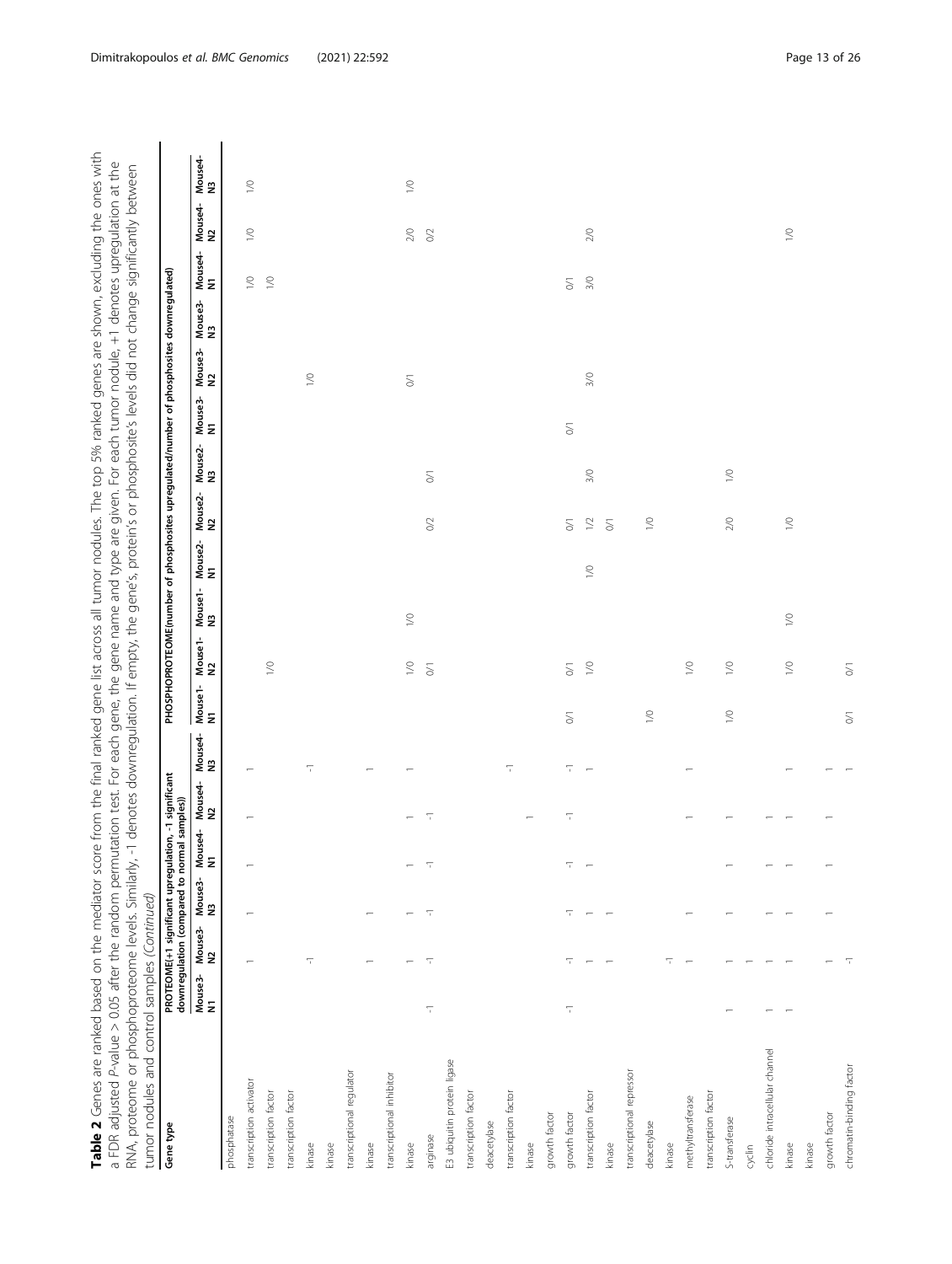**Table 2** Genes are ranked based on the mediator score from the final ranked gene list across all tumor nodules. The top 5% ranked genes are shown, excluding the ones with a FDR adjusted *P*-value > 0.05 after the random permutation test. For each gene, the gene name and type are given. For each tumor nodule, +1 denotes upregulation at the RNA, proteome or phosphoproteome levels. Similarly, -1 denotes downregulation. If empty, the gene's, protein's or phosphosite's levels did not change significantly between tumor nodules and control samples *(Continued)*

| Gene type | PROTEOME(+1 significant upregulation, -1 significant downregulation (compared to normal samples)) | | | | | | PHOSPHOPROTEOME(number of phosphosites upregulated/number of phosphosites downregulated) | | | | | | | | | | | |
|---|---|---|---|---|---|---|---|---|---|---|---|---|---|---|---|---|---|---|
| | Mouse3-N1 | Mouse3-N2 | Mouse3-N3 | Mouse4-N1 | Mouse4-N2 | Mouse4-N3 | Mouse1-N1 | Mouse1-N2 | Mouse1-N3 | Mouse2-N1 | Mouse2-N2 | Mouse2-N3 | Mouse3-N1 | Mouse3-N2 | Mouse3-N3 | Mouse4-N1 | Mouse4-N2 | Mouse4-N3 |
| phosphatase | | | | | | | | | | | | | | | | | | |
| transcription activator | | 1 | 1 | 1 | 1 | 1 | | | | | | | | | | 1/0 | 1/0 | 1/0 |
| transcription factor | | | | | | | | 1/0 | | | | | | | | 1/0 | | |
| transcription factor | | | | | | | | | | | | | | | | | | |
| kinase | | -1 | | | | -1 | | | | | | | | | | | | |
| kinase | | | | | | | | | | | | | | | | | | |
| transcriptional regulator | | | | | | | | | | | | | | 1/0 | | | | |
| kinase | | 1 | 1 | | | 1 | | | | | | | | | | | | |
| transcriptional inhibitor | | | | | | | | | 1/0 | | | | | | | | | |
| kinase | | 1 | 1 | 1 | 1 | 1 | | 1/0 | | | | | | | | | 2/0 | 1/0 |
| arginase | -1 | -1 | -1 | -1 | -1 | | | 0/1 | | | | | | 0/1 | | | 0/2 | |
| E3 ubiquitin protein ligase | | | | | | | | | | | 0/2 | | | | | | | |
| transcription factor | | | | | | | | | | | | 0/1 | | | | | | |
| deacetylase | | | | | | | | | | | | | | | | | | |
| transcription factor | | | | | | -1 | | | | | | | | | | | | |
| kinase | | | | | 1 | | | | | | | | | | | | | |
| growth factor | | | | | | | | | | | | | 0/1 | | | | | |
| growth factor | -1 | -1 | -1 | -1 | -1 | -1 | 0/1 | 0/1 | | | 0/1 | | | | | 0/1 | | |
| transcription factor | | 1 | 1 | 1 | | 1 | | 1/0 | | 1/0 | 1/2 | 3/0 | | 3/0 | | 3/0 | 2/0 | |
| kinase | | 1 | 1 | | | | | | | | 0/1 | | | | | | | |
| transcriptional repressor | | | | | | | | | | | | | | | | | | |
| deacetylase | | | | | | | 1/0 | | | | 1/0 | | | | | | | |
| kinase | | -1 | | | | | | | | | | | | | | | | |
| methyltransferase | | 1 | 1 | 1 | 1 | 1 | | 1/0 | | | | | | | | | | |
| transcription factor | | | | | | | | | | | | | | | | | | |
| S-transferase | 1 | 1 | 1 | 1 | 1 | | 1/0 | 1/0 | | | 2/0 | 1/0 | | | | | | |
| cyclin | | 1 | | | | | | | | | | | | | | | | |
| chloride intracellular channel | 1 | 1 | 1 | 1 | 1 | | | | | | | | | | | | | |
| kinase | 1 | 1 | 1 | 1 | 1 | 1 | | 1/0 | 1/0 | | 1/0 | | | | | | 1/0 | |
| kinase | | | | | | 1 | | | | | | | | | | | | |
| growth factor | | 1 | 1 | 1 | 1 | 1 | | | | | | | | | | | | |
| chromatin-binding factor | | -1 | | | | 1 | 0/1 | 0/1 | | | | | | | | | | |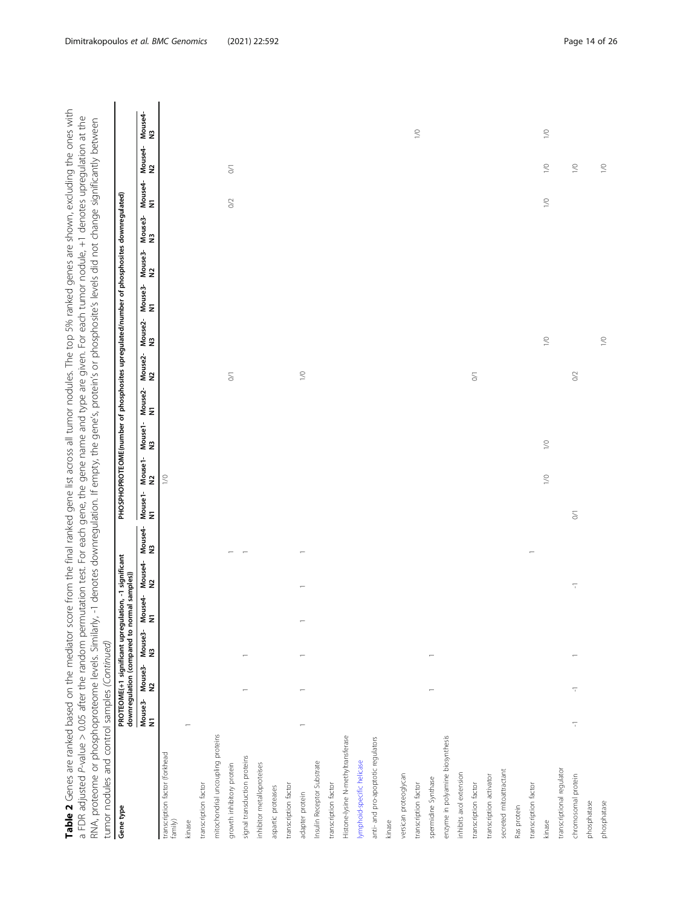**Table 2** Genes are ranked based on the mediator score from the final ranked gene list across all tumor nodules. The top 5% ranked genes are shown, excluding the ones with a FDR adjusted *P*-value > 0.05 after the random permutation test. For each gene, the gene name and type are given. For each tumor nodule, +1 denotes upregulation at the RNA, proteome or phosphoproteome levels. Similarly, -1 denotes downregulation. If empty, the gene's, protein's or phosphosite's levels did not change significantly between tumor nodules and control samples *(Continued)*

| Gene type | PROTEOME(+1 significant upregulation, -1 significant downregulation (compared to normal samples)) | | | | | | PHOSPHOPROTEOME(number of phosphosites upregulated/number of phosphosites downregulated) | | | | | | | | | | | |
|---|---|---|---|---|---|---|---|---|---|---|---|---|---|---|---|---|---|---|
| | Mouse3-N1 | Mouse3-N2 | Mouse3-N3 | Mouse4-N1 | Mouse4-N2 | Mouse4-N3 | Mouse1-N1 | Mouse1-N2 | Mouse1-N3 | Mouse2-N1 | Mouse2-N2 | Mouse2-N3 | Mouse3-N1 | Mouse3-N2 | Mouse3-N3 | Mouse4-N1 | Mouse4-N2 | Mouse4-N3 |
| transcription factor (forkhead family) | | | | | | | | 1/0 | | | | | | | | | | |
| kinase | 1 | | | | | | | | | | | | | | | | | |
| transcription factor | | | | | | | | | | | | | | | | | | |
| mitochondrial uncoupling proteins | | | | | | | | | | | | | | | | | | |
| growth inhibitory protein | | | | | | 1 | | | | | 0/1 | | | | | | | |
| signal transduction proteins | | 1 | | | | 1 | | | | | | | | | | | | |
| inhibitor metalloproteases | | | 1 | | | | | | | | | | | | | | | |
| aspartic proteases | | | | | | | | | | | | | | | | | | |
| transcription factor | | | | | | | | | | | | | | | | | | |
| adapter protein | 1 | 1 | 1 | 1 | | 1 | | | | | | | | | | | | |
| Insulin Receptor Substrate | | | | | 1 | | | | | | 1/0 | | | | | | | |
| transcription factor | | | | | | | | | | | | | | | | | | |
| Histone-lysine N-methyltransferase | | | | | | | | | | | | | | | | | | |
| lymphoid-specific helicase | | | | | | | | | | | | | | | | | | |
| anti- and pro-apoptotic regulators | | | | | | | | | | | | | | | | 0/2 | 0/1 | |
| kinase | | | | | | | | | | | | | | | | | | |
| versican proteoglycan | | | | | | | | | | | | | | | | | | |
| transcription factor | | | | | | | | | | | | | | | | | | 1/0 |
| spermidine Synthase | | 1 | 1 | | | | | | | | | | | | | | | |
| enzyme in polyamine biosynthesis | | | | | | | | | | | | | | | | | | |
| inhibits axol extension | | | | | | | | | | | | | | | | | | |
| transcription factor | | | | | | | | | | | 0/1 | | | | | | | |
| transcription activator | | | | | | | | | | | | | | | | | | |
| secreted mitoattractant | | | | | | | | | | | | | | | | | | |
| Ras protein | | | | | | | | | | | | | | | | | | |
| transcription factor | | | | | | 1 | | | | | | | | | | | | |
| kinase | | | | | | | | 1/0 | 1/0 | | | 1/0 | | | | 1/0 | 1/0 | 1/0 |
| transcriptional regulator | | | | | | | | | | | | | | | | | | |
| chromosomal protein | -1 | -1 | 1 | | -1 | | 0/1 | | | | 0/2 | | | | | | 1/0 | |
| phosphatase | | | | | | | | | | | | | | | | | | |
| phosphatase | | | | | | | | | | | | 1/0 | | | | | 1/0 | |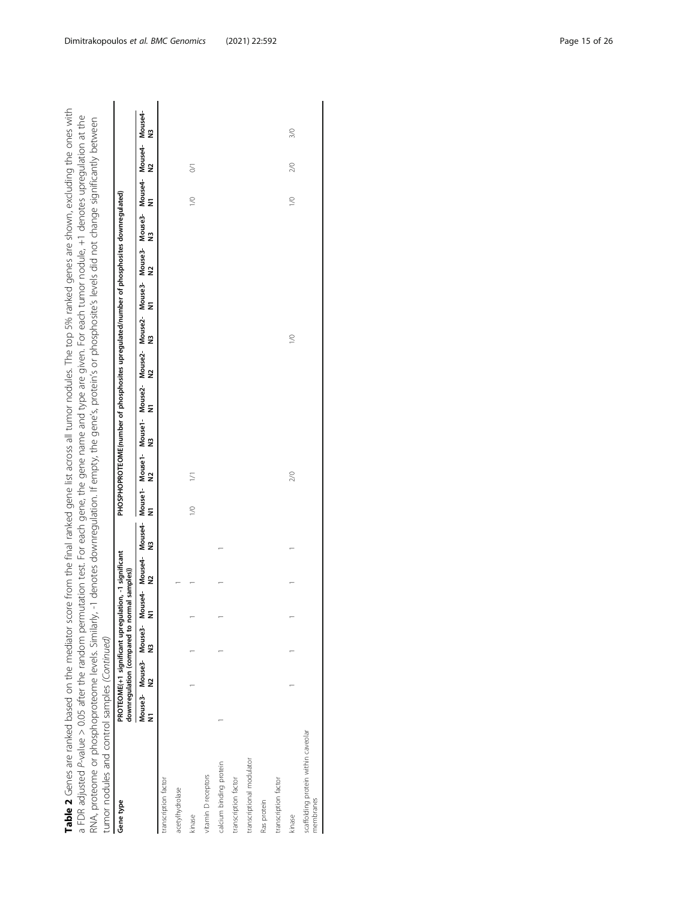**Table 2** Genes are ranked based on the mediator score from the final ranked gene list across all tumor nodules. The top 5% ranked genes are shown, excluding the ones with a FDR adjusted *P*-value > 0.05 after the random permutation test. For each gene, the gene name and type are given. For each tumor nodule, +1 denotes upregulation at the RNA, proteome or phosphoproteome levels. Similarly, -1 denotes downregulation. If empty, the gene's, protein's or phosphosite's levels did not change significantly between tumor nodules and control samples (*Continued*)

| Gene type | PROTEOME(+1 significant upregulation, -1 significant downregulation (compared to normal samples)) | | | | | | PHOSPHOPROTEOME(number of phosphosites upregulated/number of phosphosites downregulated) | | | | | | | | | | | |
|---|---|---|---|---|---|---|---|---|---|---|---|---|---|---|---|---|---|---|
| | Mouse3-N1 | Mouse3-N2 | Mouse3-N3 | Mouse4-N1 | Mouse4-N2 | Mouse4-N3 | Mouse1-N1 | Mouse1-N2 | Mouse1-N3 | Mouse2-N1 | Mouse2-N2 | Mouse2-N3 | Mouse3-N1 | Mouse3-N2 | Mouse3-N3 | Mouse4-N1 | Mouse4-N2 | Mouse4-N3 |
| transcription factor | | | | | | | | | | | | | | | | | | |
| acetylhydrolase | | | | | 1 | | | | | | | | | | | | | |
| kinase | | 1 | 1 | 1 | 1 | | 1/0 | 1/1 | | | | | | | | 1/0 | 0/1 | |
| vitamin D receptors | | | | | | 1 | | | | | | | | | | | | |
| calcium binding protein | 1 | | 1 | 1 | 1 | | | | | | | | | | | | | |
| transcription factor | | | | | | | | | | | | | | | | | | |
| transcriptional modulator | | | | | | | | | | | | | | | | | | |
| Ras protein | | | | | | | | | | | | | | | | | | |
| transcription factor | | | | | | | | | | | | | | | | | | |
| kinase | | 1 | 1 | 1 | 1 | 1 | | 2/0 | | | | 1/0 | | | | 1/0 | 2/0 | 3/0 |
| scaffolding protein within caveolar membranes | | | | | | | | | | | | | | | | | | |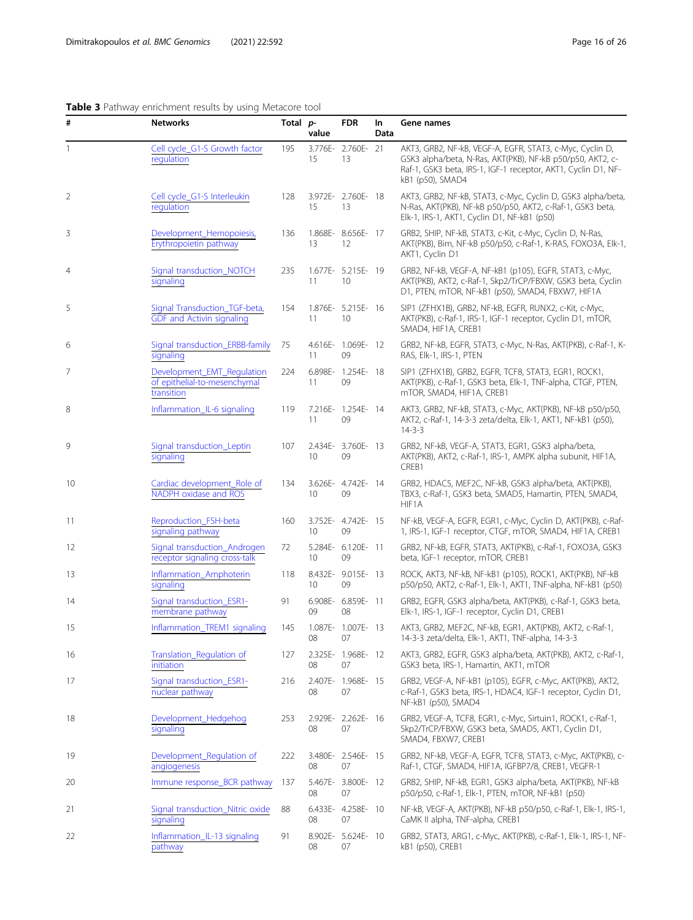**Table 3** Pathway enrichment results by using Metacore tool

| # | Networks | Total | p-value | FDR | In Data | Gene names |
|---|---|---|---|---|---|---|
| 1 | Cell cycle_G1-S Growth factor regulation | 195 | 3.776E-15 | 2.760E-13 | 21 | AKT3, GRB2, NF-kB, VEGF-A, EGFR, STAT3, c-Myc, Cyclin D, GSK3 alpha/beta, N-Ras, AKT(PKB), NF-kB p50/p50, AKT2, c-Raf-1, GSK3 beta, IRS-1, IGF-1 receptor, AKT1, Cyclin D1, NF-kB1 (p50), SMAD4 |
| 2 | Cell cycle_G1-S Interleukin regulation | 128 | 3.972E-15 | 2.760E-13 | 18 | AKT3, GRB2, NF-kB, STAT3, c-Myc, Cyclin D, GSK3 alpha/beta, N-Ras, AKT(PKB), NF-kB p50/p50, AKT2, c-Raf-1, GSK3 beta, Elk-1, IRS-1, AKT1, Cyclin D1, NF-kB1 (p50) |
| 3 | Development_Hemopoiesis, Erythropoietin pathway | 136 | 1.868E-13 | 8.656E-12 | 17 | GRB2, SHIP, NF-kB, STAT3, c-Kit, c-Myc, Cyclin D, N-Ras, AKT(PKB), Bim, NF-kB p50/p50, c-Raf-1, K-RAS, FOXO3A, Elk-1, AKT1, Cyclin D1 |
| 4 | Signal transduction_NOTCH signaling | 235 | 1.677E-11 | 5.215E-10 | 19 | GRB2, NF-kB, VEGF-A, NF-kB1 (p105), EGFR, STAT3, c-Myc, AKT(PKB), AKT2, c-Raf-1, Skp2/TrCP/FBXW, GSK3 beta, Cyclin D1, PTEN, mTOR, NF-kB1 (p50), SMAD4, FBXW7, HIF1A |
| 5 | Signal Transduction_TGF-beta, GDF and Activin signaling | 154 | 1.876E-11 | 5.215E-10 | 16 | SIP1 (ZFHX1B), GRB2, NF-kB, EGFR, RUNX2, c-Kit, c-Myc, AKT(PKB), c-Raf-1, IRS-1, IGF-1 receptor, Cyclin D1, mTOR, SMAD4, HIF1A, CREB1 |
| 6 | Signal transduction_ERBB-family signaling | 75 | 4.616E-11 | 1.069E-09 | 12 | GRB2, NF-kB, EGFR, STAT3, c-Myc, N-Ras, AKT(PKB), c-Raf-1, K-RAS, Elk-1, IRS-1, PTEN |
| 7 | Development_EMT_Regulation of epithelial-to-mesenchymal transition | 224 | 6.898E-11 | 1.254E-09 | 18 | SIP1 (ZFHX1B), GRB2, EGFR, TCF8, STAT3, EGR1, ROCK1, AKT(PKB), c-Raf-1, GSK3 beta, Elk-1, TNF-alpha, CTGF, PTEN, mTOR, SMAD4, HIF1A, CREB1 |
| 8 | Inflammation_IL-6 signaling | 119 | 7.216E-11 | 1.254E-09 | 14 | AKT3, GRB2, NF-kB, STAT3, c-Myc, AKT(PKB), NF-kB p50/p50, AKT2, c-Raf-1, 14-3-3 zeta/delta, Elk-1, AKT1, NF-kB1 (p50), 14-3-3 |
| 9 | Signal transduction_Leptin signaling | 107 | 2.434E-10 | 3.760E-09 | 13 | GRB2, NF-kB, VEGF-A, STAT3, EGR1, GSK3 alpha/beta, AKT(PKB), AKT2, c-Raf-1, IRS-1, AMPK alpha subunit, HIF1A, CREB1 |
| 10 | Cardiac development_Role of NADPH oxidase and ROS | 134 | 3.626E-10 | 4.742E-09 | 14 | GRB2, HDAC5, MEF2C, NF-kB, GSK3 alpha/beta, AKT(PKB), TBX3, c-Raf-1, GSK3 beta, SMAD5, Hamartin, PTEN, SMAD4, HIF1A |
| 11 | Reproduction_FSH-beta signaling pathway | 160 | 3.752E-10 | 4.742E-09 | 15 | NF-kB, VEGF-A, EGFR, EGR1, c-Myc, Cyclin D, AKT(PKB), c-Raf-1, IRS-1, IGF-1 receptor, CTGF, mTOR, SMAD4, HIF1A, CREB1 |
| 12 | Signal transduction_Androgen receptor signaling cross-talk | 72 | 5.284E-10 | 6.120E-09 | 11 | GRB2, NF-kB, EGFR, STAT3, AKT(PKB), c-Raf-1, FOXO3A, GSK3 beta, IGF-1 receptor, mTOR, CREB1 |
| 13 | Inflammation_Amphoterin signaling | 118 | 8.432E-10 | 9.015E-09 | 13 | ROCK, AKT3, NF-kB, NF-kB1 (p105), ROCK1, AKT(PKB), NF-kB p50/p50, AKT2, c-Raf-1, Elk-1, AKT1, TNF-alpha, NF-kB1 (p50) |
| 14 | Signal transduction_ESR1-membrane pathway | 91 | 6.908E-09 | 6.859E-08 | 11 | GRB2, EGFR, GSK3 alpha/beta, AKT(PKB), c-Raf-1, GSK3 beta, Elk-1, IRS-1, IGF-1 receptor, Cyclin D1, CREB1 |
| 15 | Inflammation_TREM1 signaling | 145 | 1.087E-08 | 1.007E-07 | 13 | AKT3, GRB2, MEF2C, NF-kB, EGR1, AKT(PKB), AKT2, c-Raf-1, 14-3-3 zeta/delta, Elk-1, AKT1, TNF-alpha, 14-3-3 |
| 16 | Translation_Regulation of initiation | 127 | 2.325E-08 | 1.968E-07 | 12 | AKT3, GRB2, EGFR, GSK3 alpha/beta, AKT(PKB), AKT2, c-Raf-1, GSK3 beta, IRS-1, Hamartin, AKT1, mTOR |
| 17 | Signal transduction_ESR1-nuclear pathway | 216 | 2.407E-08 | 1.968E-07 | 15 | GRB2, VEGF-A, NF-kB1 (p105), EGFR, c-Myc, AKT(PKB), AKT2, c-Raf-1, GSK3 beta, IRS-1, HDAC4, IGF-1 receptor, Cyclin D1, NF-kB1 (p50), SMAD4 |
| 18 | Development_Hedgehog signaling | 253 | 2.929E-08 | 2.262E-07 | 16 | GRB2, VEGF-A, TCF8, EGR1, c-Myc, Sirtuin1, ROCK1, c-Raf-1, Skp2/TrCP/FBXW, GSK3 beta, SMAD5, AKT1, Cyclin D1, SMAD4, FBXW7, CREB1 |
| 19 | Development_Regulation of angiogenesis | 222 | 3.480E-08 | 2.546E-07 | 15 | GRB2, NF-kB, VEGF-A, EGFR, TCF8, STAT3, c-Myc, AKT(PKB), c-Raf-1, CTGF, SMAD4, HIF1A, IGFBP7/8, CREB1, VEGFR-1 |
| 20 | Immune response_BCR pathway | 137 | 5.467E-08 | 3.800E-07 | 12 | GRB2, SHIP, NF-kB, EGR1, GSK3 alpha/beta, AKT(PKB), NF-kB p50/p50, c-Raf-1, Elk-1, PTEN, mTOR, NF-kB1 (p50) |
| 21 | Signal transduction_Nitric oxide signaling | 88 | 6.433E-08 | 4.258E-07 | 10 | NF-kB, VEGF-A, AKT(PKB), NF-kB p50/p50, c-Raf-1, Elk-1, IRS-1, CaMK II alpha, TNF-alpha, CREB1 |
| 22 | Inflammation_IL-13 signaling pathway | 91 | 8.902E-08 | 5.624E-07 | 10 | GRB2, STAT3, ARG1, c-Myc, AKT(PKB), c-Raf-1, Elk-1, IRS-1, NF-kB1 (p50), CREB1 |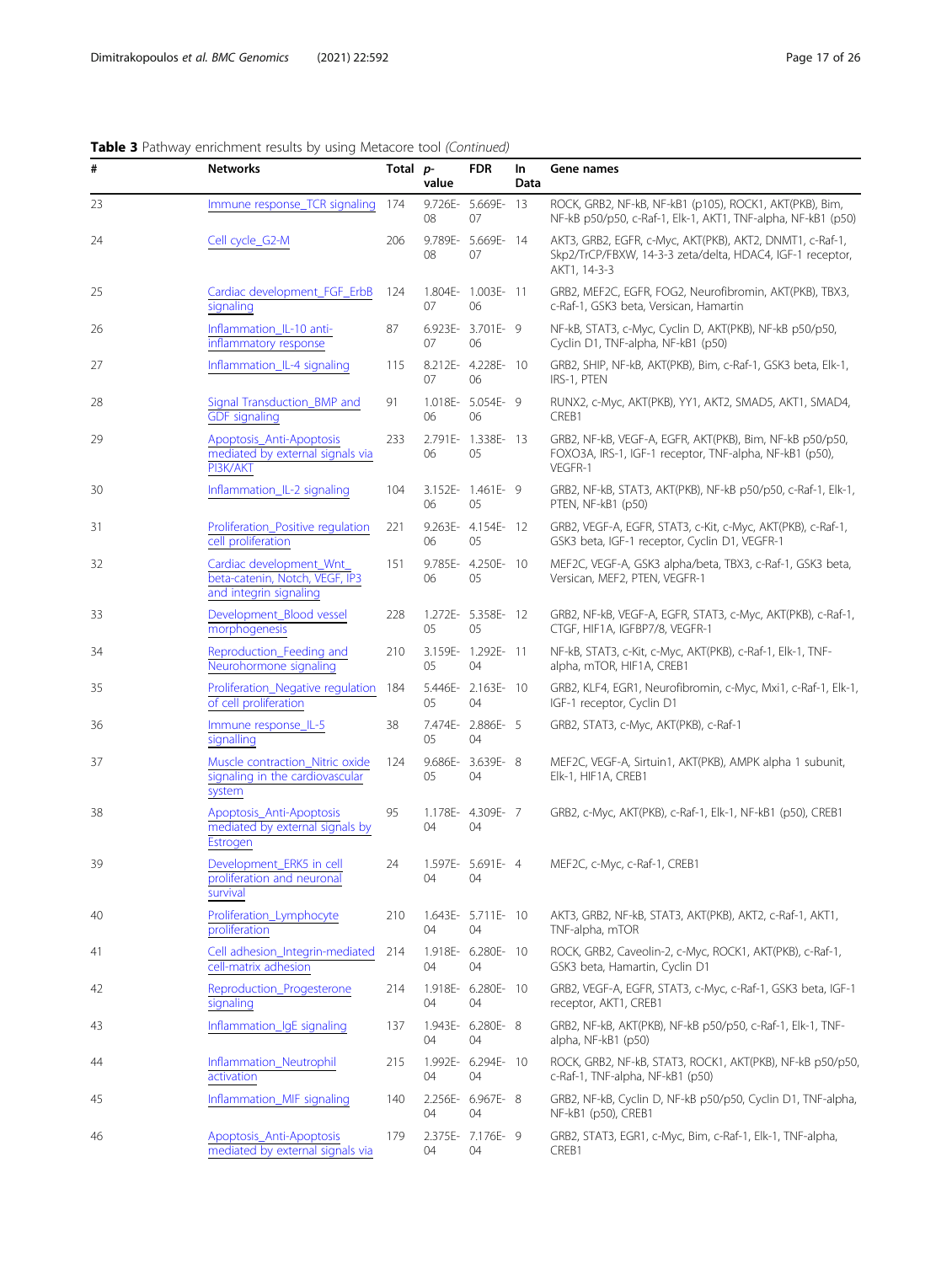**Table 3** Pathway enrichment results by using Metacore tool *(Continued)*

| # | Networks | Total | p-value | FDR | In Data | Gene names |
|---|---|---|---|---|---|---|
| 23 | Immune response_TCR signaling | 174 | 9.726E-08 | 5.669E-07 | 13 | ROCK, GRB2, NF-kB, NF-kB1 (p105), ROCK1, AKT(PKB), Bim, NF-kB p50/p50, c-Raf-1, Elk-1, AKT1, TNF-alpha, NF-kB1 (p50) |
| 24 | Cell cycle_G2-M | 206 | 9.789E-08 | 5.669E-07 | 14 | AKT3, GRB2, EGFR, c-Myc, AKT(PKB), AKT2, DNMT1, c-Raf-1, Skp2/TrCP/FBXW, 14-3-3 zeta/delta, HDAC4, IGF-1 receptor, AKT1, 14-3-3 |
| 25 | Cardiac development_FGF_ErbB signaling | 124 | 1.804E-07 | 1.003E-06 | 11 | GRB2, MEF2C, EGFR, FOG2, Neurofibromin, AKT(PKB), TBX3, c-Raf-1, GSK3 beta, Versican, Hamartin |
| 26 | Inflammation_IL-10 anti-inflammatory response | 87 | 6.923E-07 | 3.701E-06 | 9 | NF-kB, STAT3, c-Myc, Cyclin D, AKT(PKB), NF-kB p50/p50, Cyclin D1, TNF-alpha, NF-kB1 (p50) |
| 27 | Inflammation_IL-4 signaling | 115 | 8.212E-07 | 4.228E-06 | 10 | GRB2, SHIP, NF-kB, AKT(PKB), Bim, c-Raf-1, GSK3 beta, Elk-1, IRS-1, PTEN |
| 28 | Signal Transduction_BMP and GDF signaling | 91 | 1.018E-06 | 5.054E-06 | 9 | RUNX2, c-Myc, AKT(PKB), YY1, AKT2, SMAD5, AKT1, SMAD4, CREB1 |
| 29 | Apoptosis_Anti-Apoptosis mediated by external signals via PI3K/AKT | 233 | 2.791E-06 | 1.338E-05 | 13 | GRB2, NF-kB, VEGF-A, EGFR, AKT(PKB), Bim, NF-kB p50/p50, FOXO3A, IRS-1, IGF-1 receptor, TNF-alpha, NF-kB1 (p50), VEGFR-1 |
| 30 | Inflammation_IL-2 signaling | 104 | 3.152E-06 | 1.461E-05 | 9 | GRB2, NF-kB, STAT3, AKT(PKB), NF-kB p50/p50, c-Raf-1, Elk-1, PTEN, NF-kB1 (p50) |
| 31 | Proliferation_Positive regulation cell proliferation | 221 | 9.263E-06 | 4.154E-05 | 12 | GRB2, VEGF-A, EGFR, STAT3, c-Kit, c-Myc, AKT(PKB), c-Raf-1, GSK3 beta, IGF-1 receptor, Cyclin D1, VEGFR-1 |
| 32 | Cardiac development_Wnt_beta-catenin, Notch, VEGF, IP3 and integrin signaling | 151 | 9.785E-06 | 4.250E-05 | 10 | MEF2C, VEGF-A, GSK3 alpha/beta, TBX3, c-Raf-1, GSK3 beta, Versican, MEF2, PTEN, VEGFR-1 |
| 33 | Development_Blood vessel morphogenesis | 228 | 1.272E-05 | 5.358E-05 | 12 | GRB2, NF-kB, VEGF-A, EGFR, STAT3, c-Myc, AKT(PKB), c-Raf-1, CTGF, HIF1A, IGFBP7/8, VEGFR-1 |
| 34 | Reproduction_Feeding and Neurohormone signaling | 210 | 3.159E-05 | 1.292E-04 | 11 | NF-kB, STAT3, c-Kit, c-Myc, AKT(PKB), c-Raf-1, Elk-1, TNF-alpha, mTOR, HIF1A, CREB1 |
| 35 | Proliferation_Negative regulation of cell proliferation | 184 | 5.446E-05 | 2.163E-04 | 10 | GRB2, KLF4, EGR1, Neurofibromin, c-Myc, Mxi1, c-Raf-1, Elk-1, IGF-1 receptor, Cyclin D1 |
| 36 | Immune response_IL-5 signalling | 38 | 7.474E-05 | 2.886E-04 | 5 | GRB2, STAT3, c-Myc, AKT(PKB), c-Raf-1 |
| 37 | Muscle contraction_Nitric oxide signaling in the cardiovascular system | 124 | 9.686E-05 | 3.639E-04 | 8 | MEF2C, VEGF-A, Sirtuin1, AKT(PKB), AMPK alpha 1 subunit, Elk-1, HIF1A, CREB1 |
| 38 | Apoptosis_Anti-Apoptosis mediated by external signals by Estrogen | 95 | 1.178E-04 | 4.309E-04 | 7 | GRB2, c-Myc, AKT(PKB), c-Raf-1, Elk-1, NF-kB1 (p50), CREB1 |
| 39 | Development_ERK5 in cell proliferation and neuronal survival | 24 | 1.597E-04 | 5.691E-04 | 4 | MEF2C, c-Myc, c-Raf-1, CREB1 |
| 40 | Proliferation_Lymphocyte proliferation | 210 | 1.643E-04 | 5.711E-04 | 10 | AKT3, GRB2, NF-kB, STAT3, AKT(PKB), AKT2, c-Raf-1, AKT1, TNF-alpha, mTOR |
| 41 | Cell adhesion_Integrin-mediated cell-matrix adhesion | 214 | 1.918E-04 | 6.280E-04 | 10 | ROCK, GRB2, Caveolin-2, c-Myc, ROCK1, AKT(PKB), c-Raf-1, GSK3 beta, Hamartin, Cyclin D1 |
| 42 | Reproduction_Progesterone signaling | 214 | 1.918E-04 | 6.280E-04 | 10 | GRB2, VEGF-A, EGFR, STAT3, c-Myc, c-Raf-1, GSK3 beta, IGF-1 receptor, AKT1, CREB1 |
| 43 | Inflammation_IgE signaling | 137 | 1.943E-04 | 6.280E-04 | 8 | GRB2, NF-kB, AKT(PKB), NF-kB p50/p50, c-Raf-1, Elk-1, TNF-alpha, NF-kB1 (p50) |
| 44 | Inflammation_Neutrophil activation | 215 | 1.992E-04 | 6.294E-04 | 10 | ROCK, GRB2, NF-kB, STAT3, ROCK1, AKT(PKB), NF-kB p50/p50, c-Raf-1, TNF-alpha, NF-kB1 (p50) |
| 45 | Inflammation_MIF signaling | 140 | 2.256E-04 | 6.967E-04 | 8 | GRB2, NF-kB, Cyclin D, NF-kB p50/p50, Cyclin D1, TNF-alpha, NF-kB1 (p50), CREB1 |
| 46 | Apoptosis_Anti-Apoptosis mediated by external signals via | 179 | 2.375E-04 | 7.176E-04 | 9 | GRB2, STAT3, EGR1, c-Myc, Bim, c-Raf-1, Elk-1, TNF-alpha, CREB1 |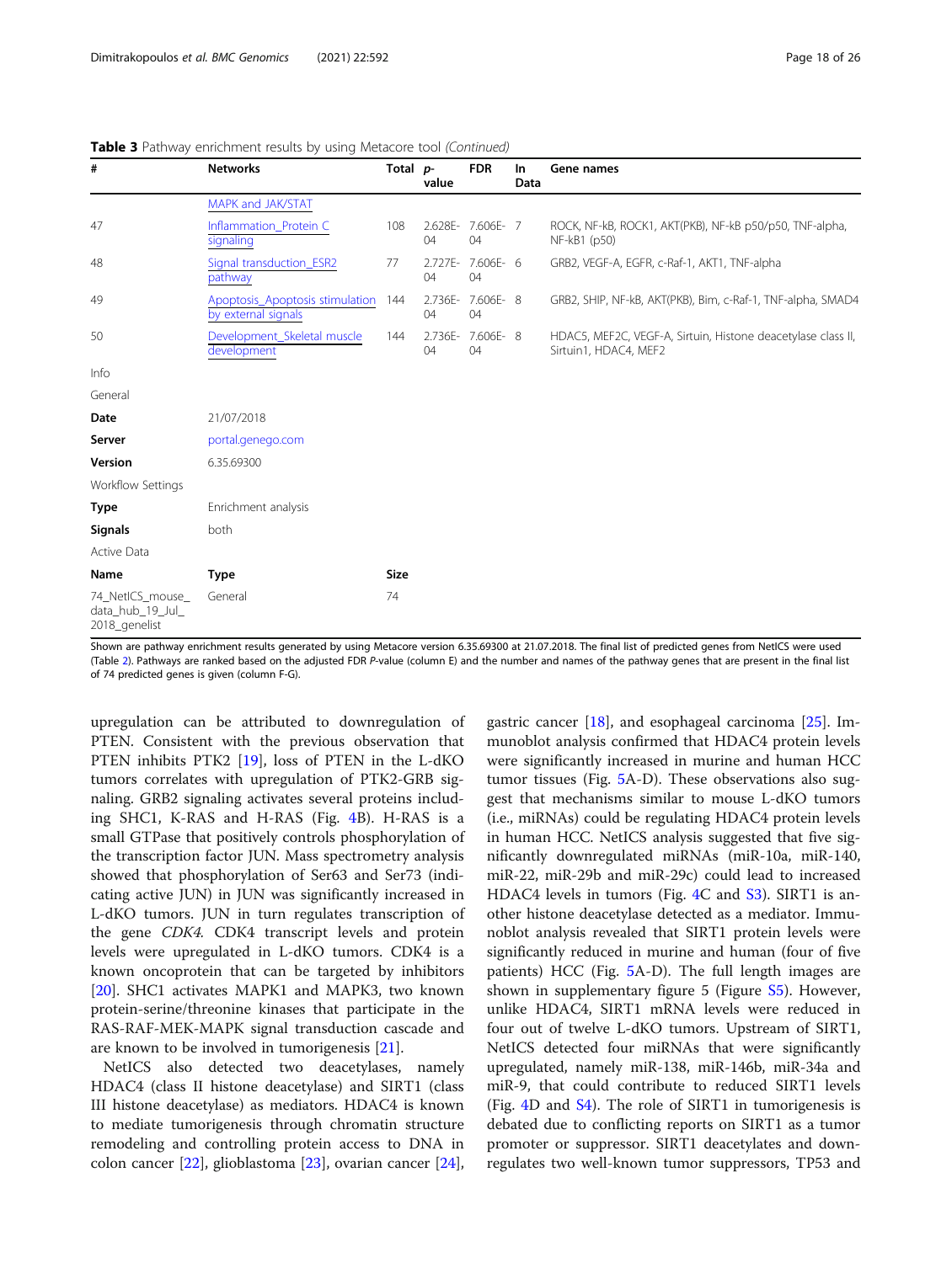**Table 3** Pathway enrichment results by using Metacore tool *(Continued)*

| # | Networks | Total | p-value | FDR | In Data | Gene names |
|---|---|---|---|---|---|---|
| | MAPK and JAK/STAT | | | | | |
| 47 | Inflammation_Protein C signaling | 108 | 2.628E-04 | 7.606E-04 | 7 | ROCK, NF-kB, ROCK1, AKT(PKB), NF-kB p50/p50, TNF-alpha, NF-kB1 (p50) |
| 48 | Signal transduction_ESR2 pathway | 77 | 2.727E-04 | 7.606E-04 | 6 | GRB2, VEGF-A, EGFR, c-Raf-1, AKT1, TNF-alpha |
| 49 | Apoptosis_Apoptosis stimulation by external signals | 144 | 2.736E-04 | 7.606E-04 | 8 | GRB2, SHIP, NF-kB, AKT(PKB), Bim, c-Raf-1, TNF-alpha, SMAD4 |
| 50 | Development_Skeletal muscle development | 144 | 2.736E-04 | 7.606E-04 | 8 | HDAC5, MEF2C, VEGF-A, Sirtuin, Histone deacetylase class II, Sirtuin1, HDAC4, MEF2 |
| Info | | | | | | |
| General | | | | | | |
| **Date** | 21/07/2018 | | | | | |
| **Server** | portal.genego.com | | | | | |
| **Version** | 6.35.69300 | | | | | |
| Workflow Settings | | | | | | |
| **Type** | Enrichment analysis | | | | | |
| **Signals** | both | | | | | |
| Active Data | | | | | | |
| **Name** | **Type** | **Size** | | | | |
| 74_NetICS_mouse_data_hub_19_Jul_2018_genelist | General | 74 | | | | |

Shown are pathway enrichment results generated by using Metacore version 6.35.69300 at 21.07.2018. The final list of predicted genes from NetICS were used (Table 2). Pathways are ranked based on the adjusted FDR *P*-value (column E) and the number and names of the pathway genes that are present in the final list of 74 predicted genes is given (column F-G).

upregulation can be attributed to downregulation of PTEN. Consistent with the previous observation that PTEN inhibits PTK2 [19], loss of PTEN in the L-dKO tumors correlates with upregulation of PTK2-GRB signaling. GRB2 signaling activates several proteins including SHC1, K-RAS and H-RAS (Fig. 4B). H-RAS is a small GTPase that positively controls phosphorylation of the transcription factor JUN. Mass spectrometry analysis showed that phosphorylation of Ser63 and Ser73 (indicating active JUN) in JUN was significantly increased in L-dKO tumors. JUN in turn regulates transcription of the gene *CDK4*. CDK4 transcript levels and protein levels were upregulated in L-dKO tumors. CDK4 is a known oncoprotein that can be targeted by inhibitors [20]. SHC1 activates MAPK1 and MAPK3, two known protein-serine/threonine kinases that participate in the RAS-RAF-MEK-MAPK signal transduction cascade and are known to be involved in tumorigenesis [21].

NetICS also detected two deacetylases, namely HDAC4 (class II histone deacetylase) and SIRT1 (class III histone deacetylase) as mediators. HDAC4 is known to mediate tumorigenesis through chromatin structure remodeling and controlling protein access to DNA in colon cancer [22], glioblastoma [23], ovarian cancer [24], gastric cancer [18], and esophageal carcinoma [25]. Immunoblot analysis confirmed that HDAC4 protein levels were significantly increased in murine and human HCC tumor tissues (Fig. 5A-D). These observations also suggest that mechanisms similar to mouse L-dKO tumors (i.e., miRNAs) could be regulating HDAC4 protein levels in human HCC. NetICS analysis suggested that five significantly downregulated miRNAs (miR-10a, miR-140, miR-22, miR-29b and miR-29c) could lead to increased HDAC4 levels in tumors (Fig. 4C and S3). SIRT1 is another histone deacetylase detected as a mediator. Immunoblot analysis revealed that SIRT1 protein levels were significantly reduced in murine and human (four of five patients) HCC (Fig. 5A-D). The full length images are shown in supplementary figure 5 (Figure S5). However, unlike HDAC4, SIRT1 mRNA levels were reduced in four out of twelve L-dKO tumors. Upstream of SIRT1, NetICS detected four miRNAs that were significantly upregulated, namely miR-138, miR-146b, miR-34a and miR-9, that could contribute to reduced SIRT1 levels (Fig. 4D and S4). The role of SIRT1 in tumorigenesis is debated due to conflicting reports on SIRT1 as a tumor promoter or suppressor. SIRT1 deacetylates and downregulates two well-known tumor suppressors, TP53 and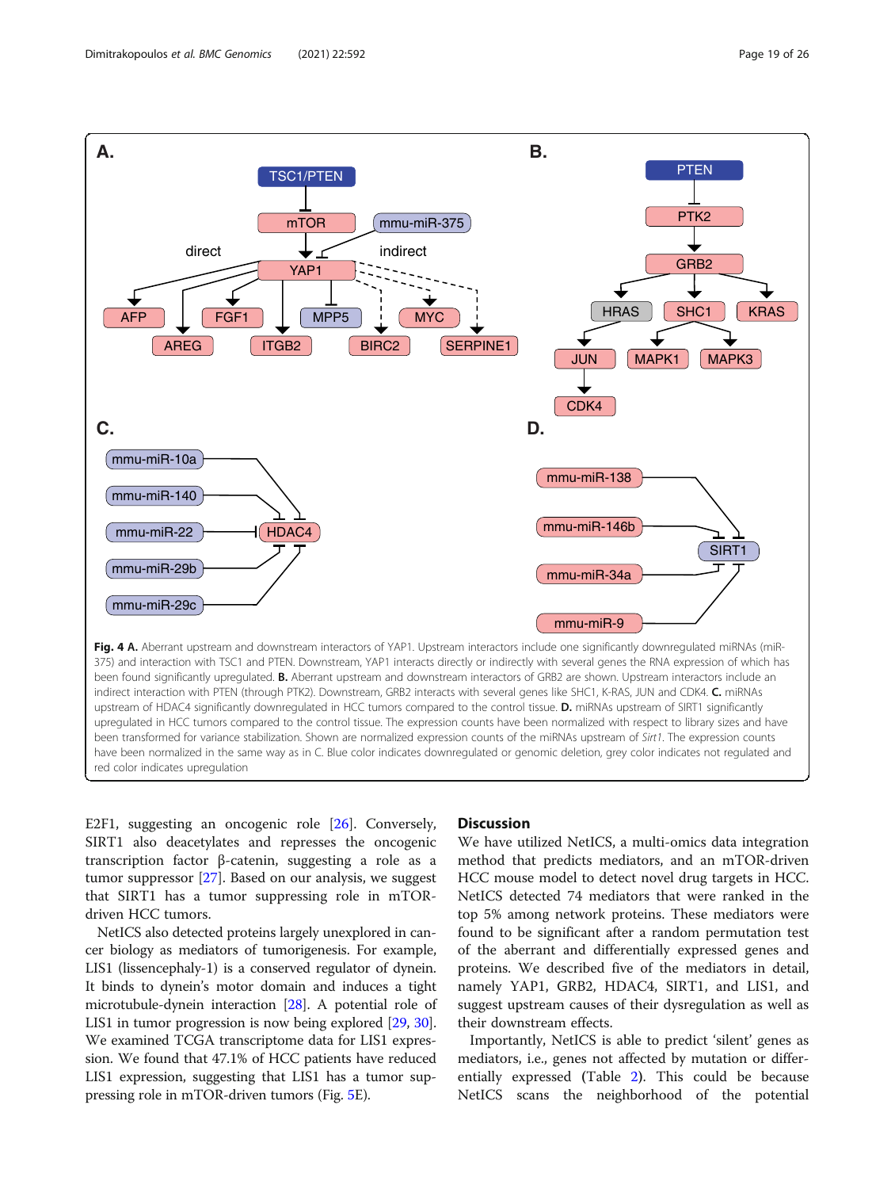**Fig. 4 A.** Aberrant upstream and downstream interactors of YAP1. Upstream interactors include one significantly downregulated miRNAs (miR-375) and interaction with TSC1 and PTEN. Downstream, YAP1 interacts directly or indirectly with several genes the RNA expression of which has been found significantly upregulated. **B.** Aberrant upstream and downstream interactors of GRB2 are shown. Upstream interactors include an indirect interaction with PTEN (through PTK2). Downstream, GRB2 interacts with several genes like SHC1, K-RAS, JUN and CDK4. **C.** miRNAs upstream of HDAC4 significantly downregulated in HCC tumors compared to the control tissue. **D.** miRNAs upstream of SIRT1 significantly upregulated in HCC tumors compared to the control tissue. The expression counts have been normalized with respect to library sizes and have been transformed for variance stabilization. Shown are normalized expression counts of the miRNAs upstream of *Sirt1*. The expression counts have been normalized in the same way as in C. Blue color indicates downregulated or genomic deletion, grey color indicates not regulated and red color indicates upregulation

E2F1, suggesting an oncogenic role [26]. Conversely, SIRT1 also deacetylates and represses the oncogenic transcription factor β-catenin, suggesting a role as a tumor suppressor [27]. Based on our analysis, we suggest that SIRT1 has a tumor suppressing role in mTOR-driven HCC tumors.

NetICS also detected proteins largely unexplored in cancer biology as mediators of tumorigenesis. For example, LIS1 (lissencephaly-1) is a conserved regulator of dynein. It binds to dynein's motor domain and induces a tight microtubule-dynein interaction [28]. A potential role of LIS1 in tumor progression is now being explored [29, 30]. We examined TCGA transcriptome data for LIS1 expression. We found that 47.1% of HCC patients have reduced LIS1 expression, suggesting that LIS1 has a tumor suppressing role in mTOR-driven tumors (Fig. 5E).

## Discussion

We have utilized NetICS, a multi-omics data integration method that predicts mediators, and an mTOR-driven HCC mouse model to detect novel drug targets in HCC. NetICS detected 74 mediators that were ranked in the top 5% among network proteins. These mediators were found to be significant after a random permutation test of the aberrant and differentially expressed genes and proteins. We described five of the mediators in detail, namely YAP1, GRB2, HDAC4, SIRT1, and LIS1, and suggest upstream causes of their dysregulation as well as their downstream effects.

Importantly, NetICS is able to predict 'silent' genes as mediators, i.e., genes not affected by mutation or differentially expressed (Table 2). This could be because NetICS scans the neighborhood of the potential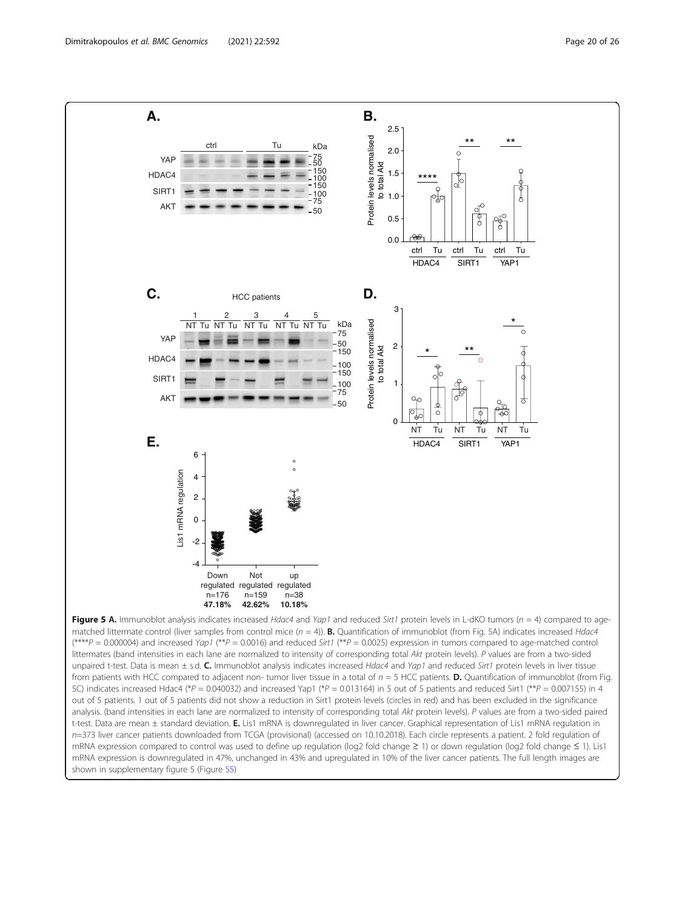**Figure 5 A.** Immunoblot analysis indicates increased *Hdac4* and *Yap1* and reduced *Sirt1* protein levels in L-dKO tumors ($n = 4$) compared to age-matched littermate control (liver samples from control mice ($n = 4$)). **B.** Quantification of immunoblot (from Fig. 5A) indicates increased *Hdac4* (****$P = 0.000004$) and increased *Yap1* (**$P = 0.0016$) and reduced *Sirt1* (**$P = 0.0025$) expression in tumors compared to age-matched control littermates (band intensities in each lane are normalized to intensity of corresponding total *Akt* protein levels). *P* values are from a two-sided unpaired t-test. Data is mean ± s.d. **C.** Immunoblot analysis indicates increased *Hdac4* and *Yap1* and reduced *Sirt1* protein levels in liver tissue from patients with HCC compared to adjacent non- tumor liver tissue in a total of $n = 5$ HCC patients. **D.** Quantification of immunoblot (from Fig. 5C) indicates increased Hdac4 (*$P = 0.040032$) and increased Yap1 (*$P = 0.013164$) in 5 out of 5 patients and reduced Sirt1 (**$P = 0.007155$) in 4 out of 5 patients. 1 out of 5 patients did not show a reduction in Sirt1 protein levels (circles in red) and has been excluded in the significance analysis. (band intensities in each lane are normalized to intensity of corresponding total *Akt* protein levels). *P* values are from a two-sided paired t-test. Data are mean ± standard deviation. **E.** Lis1 mRNA is downregulated in liver cancer. Graphical representation of Lis1 mRNA regulation in $n$=373 liver cancer patients downloaded from TCGA (provisional) (accessed on 10.10.2018). Each circle represents a patient. 2 fold regulation of mRNA expression compared to control was used to define up regulation (log2 fold change ≥ 1) or down regulation (log2 fold change ≤ 1). Lis1 mRNA expression is downregulated in 47%, unchanged in 43% and upregulated in 10% of the liver cancer patients. The full length images are shown in supplementary figure 5 (Figure S5)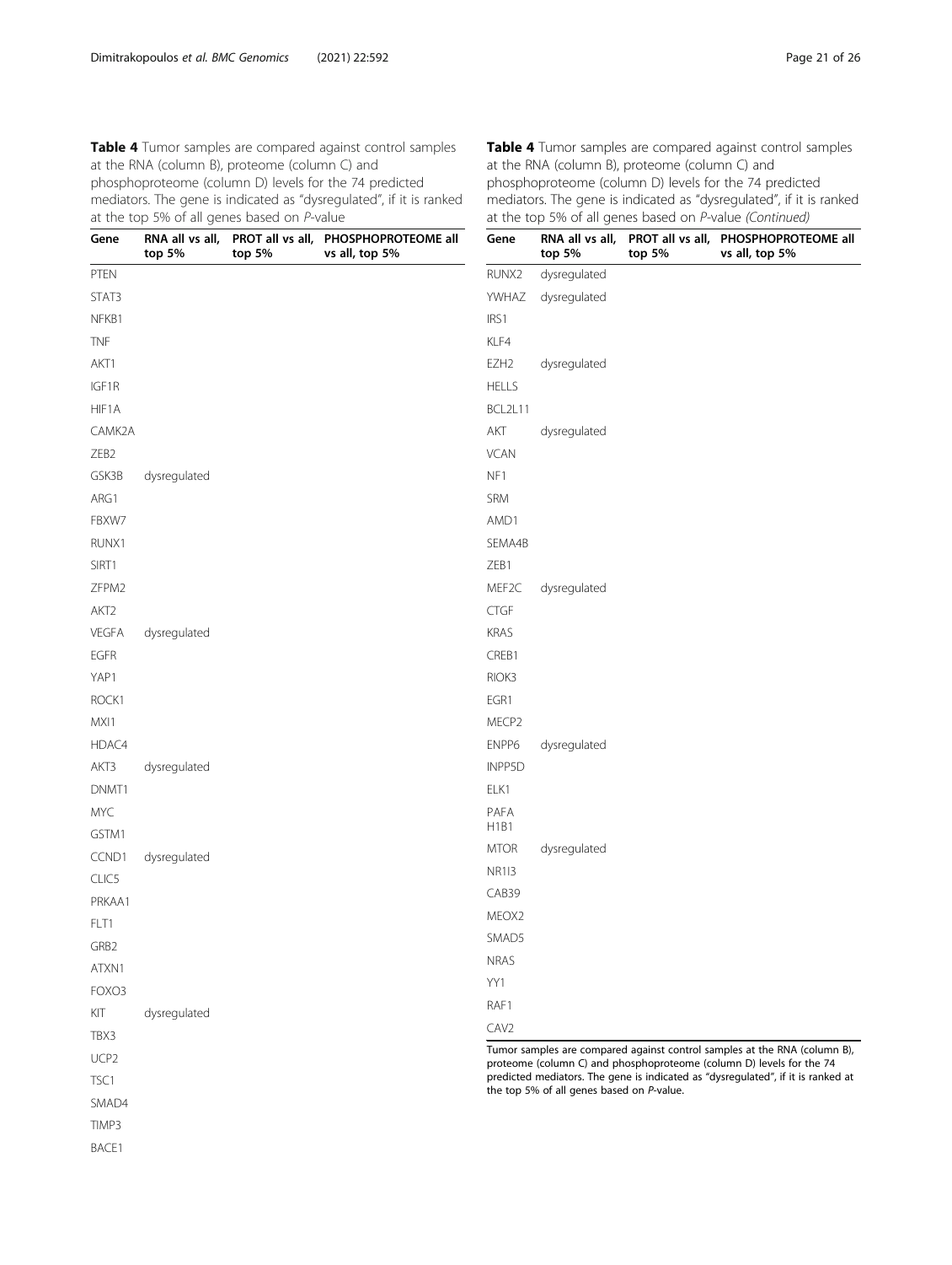**Table 4** Tumor samples are compared against control samples at the RNA (column B), proteome (column C) and phosphoproteome (column D) levels for the 74 predicted mediators. The gene is indicated as "dysregulated", if it is ranked at the top 5% of all genes based on *P*-value

| Gene | RNA all vs all, top 5% | PROT all vs all, top 5% | PHOSPHOPROTEOME all vs all, top 5% |
|---|---|---|---|
| PTEN | | | |
| STAT3 | | | |
| NFKB1 | | | |
| TNF | | | |
| AKT1 | | | |
| IGF1R | | | |
| HIF1A | | | |
| CAMK2A | | | |
| ZEB2 | | | |
| GSK3B | dysregulated | | |
| ARG1 | | | |
| FBXW7 | | | |
| RUNX1 | | | |
| SIRT1 | | | |
| ZFPM2 | | | |
| AKT2 | | | |
| VEGFA | dysregulated | | |
| EGFR | | | |
| YAP1 | | | |
| ROCK1 | | | |
| MXI1 | | | |
| HDAC4 | | | |
| AKT3 | dysregulated | | |
| DNMT1 | | | |
| MYC | | | |
| GSTM1 | | | |
| CCND1 | dysregulated | | |
| CLIC5 | | | |
| PRKAA1 | | | |
| FLT1 | | | |
| GRB2 | | | |
| ATXN1 | | | |
| FOXO3 | | | |
| KIT | dysregulated | | |
| TBX3 | | | |
| UCP2 | | | |
| TSC1 | | | |
| SMAD4 | | | |
| TIMP3 | | | |
| BACE1 | | | |
| RUNX2 | dysregulated | | |
| YWHAZ | dysregulated | | |
| IRS1 | | | |
| KLF4 | | | |
| EZH2 | dysregulated | | |
| HELLS | | | |
| BCL2L11 | | | |
| AKT | dysregulated | | |
| VCAN | | | |
| NF1 | | | |
| SRM | | | |
| AMD1 | | | |
| SEMA4B | | | |
| ZEB1 | | | |
| MEF2C | dysregulated | | |
| CTGF | | | |
| KRAS | | | |
| CREB1 | | | |
| RIOK3 | | | |
| EGR1 | | | |
| MECP2 | | | |
| ENPP6 | dysregulated | | |
| INPP5D | | | |
| ELK1 | | | |
| PAFAH1B1 | | | |
| MTOR | dysregulated | | |
| NR1I3 | | | |
| CAB39 | | | |
| MEOX2 | | | |
| SMAD5 | | | |
| NRAS | | | |
| YY1 | | | |
| RAF1 | | | |
| CAV2 | | | |

Tumor samples are compared against control samples at the RNA (column B), proteome (column C) and phosphoproteome (column D) levels for the 74 predicted mediators. The gene is indicated as "dysregulated", if it is ranked at the top 5% of all genes based on *P*-value.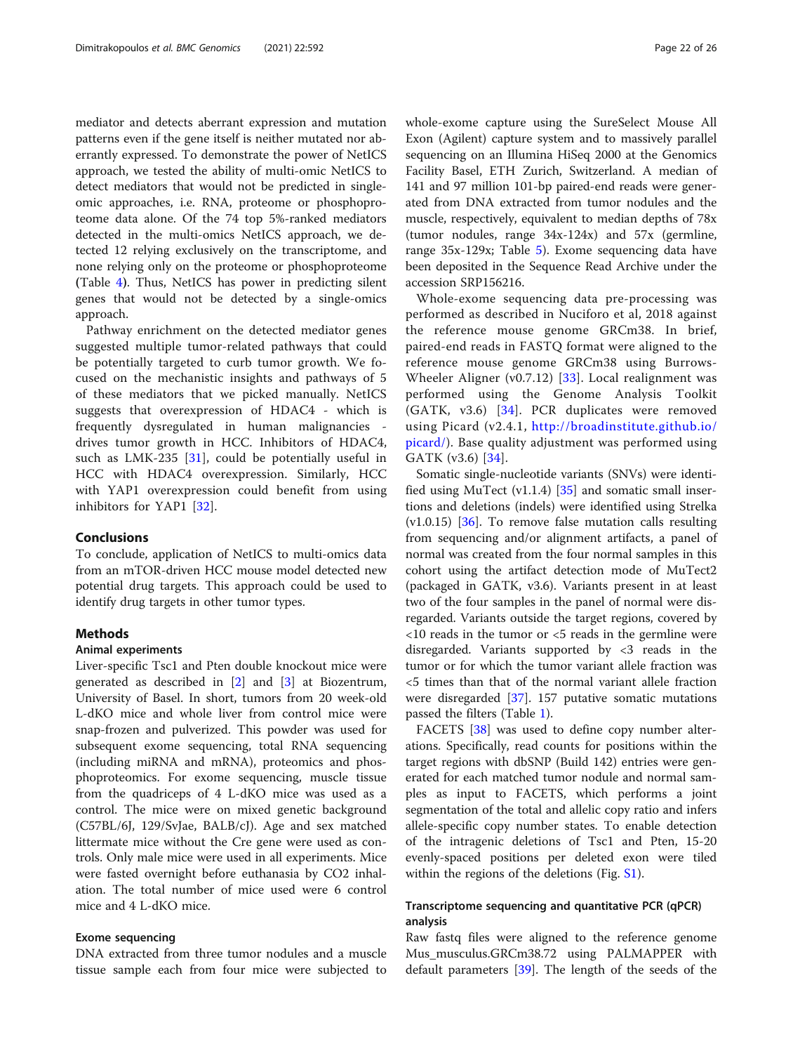mediator and detects aberrant expression and mutation patterns even if the gene itself is neither mutated nor aberrantly expressed. To demonstrate the power of NetICS approach, we tested the ability of multi-omic NetICS to detect mediators that would not be predicted in single-omic approaches, i.e. RNA, proteome or phosphoproteome data alone. Of the 74 top 5%-ranked mediators detected in the multi-omics NetICS approach, we detected 12 relying exclusively on the transcriptome, and none relying only on the proteome or phosphoproteome (Table 4). Thus, NetICS has power in predicting silent genes that would not be detected by a single-omics approach.

Pathway enrichment on the detected mediator genes suggested multiple tumor-related pathways that could be potentially targeted to curb tumor growth. We focused on the mechanistic insights and pathways of 5 of these mediators that we picked manually. NetICS suggests that overexpression of HDAC4 - which is frequently dysregulated in human malignancies - drives tumor growth in HCC. Inhibitors of HDAC4, such as LMK-235 [31], could be potentially useful in HCC with HDAC4 overexpression. Similarly, HCC with YAP1 overexpression could benefit from using inhibitors for YAP1 [32].

## Conclusions

To conclude, application of NetICS to multi-omics data from an mTOR-driven HCC mouse model detected new potential drug targets. This approach could be used to identify drug targets in other tumor types.

## Methods

### Animal experiments

Liver-specific Tsc1 and Pten double knockout mice were generated as described in [2] and [3] at Biozentrum, University of Basel. In short, tumors from 20 week-old L-dKO mice and whole liver from control mice were snap-frozen and pulverized. This powder was used for subsequent exome sequencing, total RNA sequencing (including miRNA and mRNA), proteomics and phosphoproteomics. For exome sequencing, muscle tissue from the quadriceps of 4 L-dKO mice was used as a control. The mice were on mixed genetic background (C57BL/6J, 129/SvJae, BALB/cJ). Age and sex matched littermate mice without the Cre gene were used as controls. Only male mice were used in all experiments. Mice were fasted overnight before euthanasia by CO2 inhalation. The total number of mice used were 6 control mice and 4 L-dKO mice.

### Exome sequencing

DNA extracted from three tumor nodules and a muscle tissue sample each from four mice were subjected to whole-exome capture using the SureSelect Mouse All Exon (Agilent) capture system and to massively parallel sequencing on an Illumina HiSeq 2000 at the Genomics Facility Basel, ETH Zurich, Switzerland. A median of 141 and 97 million 101-bp paired-end reads were generated from DNA extracted from tumor nodules and the muscle, respectively, equivalent to median depths of 78x (tumor nodules, range 34x-124x) and 57x (germline, range 35x-129x; Table 5). Exome sequencing data have been deposited in the Sequence Read Archive under the accession SRP156216.

Whole-exome sequencing data pre-processing was performed as described in Nuciforo et al, 2018 against the reference mouse genome GRCm38. In brief, paired-end reads in FASTQ format were aligned to the reference mouse genome GRCm38 using Burrows-Wheeler Aligner (v0.7.12) [33]. Local realignment was performed using the Genome Analysis Toolkit (GATK, v3.6) [34]. PCR duplicates were removed using Picard (v2.4.1, http://broadinstitute.github.io/picard/). Base quality adjustment was performed using GATK (v3.6) [34].

Somatic single-nucleotide variants (SNVs) were identified using MuTect (v1.1.4) [35] and somatic small insertions and deletions (indels) were identified using Strelka (v1.0.15) [36]. To remove false mutation calls resulting from sequencing and/or alignment artifacts, a panel of normal was created from the four normal samples in this cohort using the artifact detection mode of MuTect2 (packaged in GATK, v3.6). Variants present in at least two of the four samples in the panel of normal were disregarded. Variants outside the target regions, covered by <10 reads in the tumor or <5 reads in the germline were disregarded. Variants supported by <3 reads in the tumor or for which the tumor variant allele fraction was <5 times than that of the normal variant allele fraction were disregarded [37]. 157 putative somatic mutations passed the filters (Table 1).

FACETS [38] was used to define copy number alterations. Specifically, read counts for positions within the target regions with dbSNP (Build 142) entries were generated for each matched tumor nodule and normal samples as input to FACETS, which performs a joint segmentation of the total and allelic copy ratio and infers allele-specific copy number states. To enable detection of the intragenic deletions of Tsc1 and Pten, 15-20 evenly-spaced positions per deleted exon were tiled within the regions of the deletions (Fig. S1).

### Transcriptome sequencing and quantitative PCR (qPCR) analysis

Raw fastq files were aligned to the reference genome Mus_musculus.GRCm38.72 using PALMAPPER with default parameters [39]. The length of the seeds of the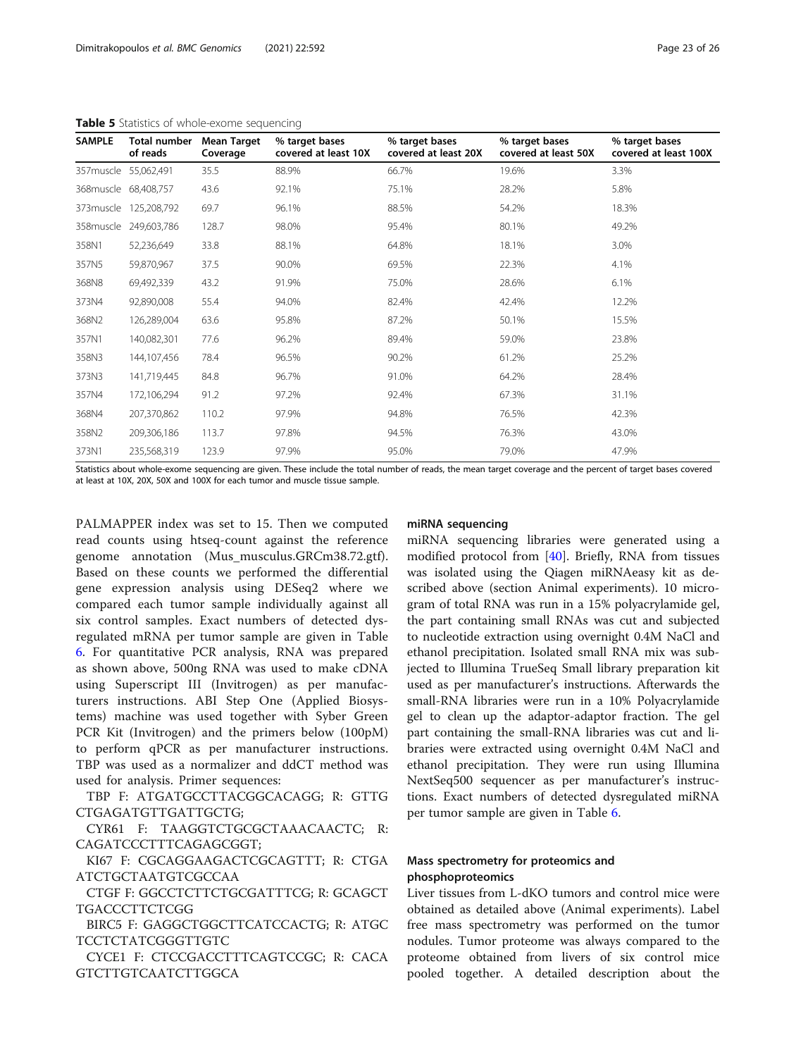**Table 5** Statistics of whole-exome sequencing

| SAMPLE | Total number of reads | Mean Target Coverage | % target bases covered at least 10X | % target bases covered at least 20X | % target bases covered at least 50X | % target bases covered at least 100X |
|---|---|---|---|---|---|---|
| 357muscle | 55,062,491 | 35.5 | 88.9% | 66.7% | 19.6% | 3.3% |
| 368muscle | 68,408,757 | 43.6 | 92.1% | 75.1% | 28.2% | 5.8% |
| 373muscle | 125,208,792 | 69.7 | 96.1% | 88.5% | 54.2% | 18.3% |
| 358muscle | 249,603,786 | 128.7 | 98.0% | 95.4% | 80.1% | 49.2% |
| 358N1 | 52,236,649 | 33.8 | 88.1% | 64.8% | 18.1% | 3.0% |
| 357N5 | 59,870,967 | 37.5 | 90.0% | 69.5% | 22.3% | 4.1% |
| 368N8 | 69,492,339 | 43.2 | 91.9% | 75.0% | 28.6% | 6.1% |
| 373N4 | 92,890,008 | 55.4 | 94.0% | 82.4% | 42.4% | 12.2% |
| 368N2 | 126,289,004 | 63.6 | 95.8% | 87.2% | 50.1% | 15.5% |
| 357N1 | 140,082,301 | 77.6 | 96.2% | 89.4% | 59.0% | 23.8% |
| 358N3 | 144,107,456 | 78.4 | 96.5% | 90.2% | 61.2% | 25.2% |
| 373N3 | 141,719,445 | 84.8 | 96.7% | 91.0% | 64.2% | 28.4% |
| 357N4 | 172,106,294 | 91.2 | 97.2% | 92.4% | 67.3% | 31.1% |
| 368N4 | 207,370,862 | 110.2 | 97.9% | 94.8% | 76.5% | 42.3% |
| 358N2 | 209,306,186 | 113.7 | 97.8% | 94.5% | 76.3% | 43.0% |
| 373N1 | 235,568,319 | 123.9 | 97.9% | 95.0% | 79.0% | 47.9% |

Statistics about whole-exome sequencing are given. These include the total number of reads, the mean target coverage and the percent of target bases covered at least at 10X, 20X, 50X and 100X for each tumor and muscle tissue sample.

PALMAPPER index was set to 15. Then we computed read counts using htseq-count against the reference genome annotation (Mus_musculus.GRCm38.72.gtf). Based on these counts we performed the differential gene expression analysis using DESeq2 where we compared each tumor sample individually against all six control samples. Exact numbers of detected dysregulated mRNA per tumor sample are given in Table 6. For quantitative PCR analysis, RNA was prepared as shown above, 500ng RNA was used to make cDNA using Superscript III (Invitrogen) as per manufacturers instructions. ABI Step One (Applied Biosystems) machine was used together with Syber Green PCR Kit (Invitrogen) and the primers below (100pM) to perform qPCR as per manufacturer instructions. TBP was used as a normalizer and ddCT method was used for analysis. Primer sequences:

TBP F: ATGATGCCTTACGGCACAGG; R: GTTGCTGAGATGTTGATTGCTG;

CYR61 F: TAAGGTCTGCGCTAAACAACTC; R: CAGATCCCTTTCAGAGCGGT;

KI67 F: CGCAGGAAGACTCGCAGTTT; R: CTGAATCTGCTAATGTCGCCAA

CTGF F: GGCCTCTTCTGCGATTTCG; R: GCAGCTTGACCCTTCTCGG

BIRC5 F: GAGGCTGGCTTCATCCACTG; R: ATGCTCCTCTATCGGGTTGTC

CYCE1 F: CTCCGACCTTTCAGTCCGC; R: CACAGTCTTGTCAATCTTGGCA

### miRNA sequencing

miRNA sequencing libraries were generated using a modified protocol from [40]. Briefly, RNA from tissues was isolated using the Qiagen miRNAeasy kit as described above (section Animal experiments). 10 microgram of total RNA was run in a 15% polyacrylamide gel, the part containing small RNAs was cut and subjected to nucleotide extraction using overnight 0.4M NaCl and ethanol precipitation. Isolated small RNA mix was subjected to Illumina TrueSeq Small library preparation kit used as per manufacturer's instructions. Afterwards the small-RNA libraries were run in a 10% Polyacrylamide gel to clean up the adaptor-adaptor fraction. The gel part containing the small-RNA libraries was cut and libraries were extracted using overnight 0.4M NaCl and ethanol precipitation. They were run using Illumina NextSeq500 sequencer as per manufacturer's instructions. Exact numbers of detected dysregulated miRNA per tumor sample are given in Table 6.

### Mass spectrometry for proteomics and phosphoproteomics

Liver tissues from L-dKO tumors and control mice were obtained as detailed above (Animal experiments). Label free mass spectrometry was performed on the tumor nodules. Tumor proteome was always compared to the proteome obtained from livers of six control mice pooled together. A detailed description about the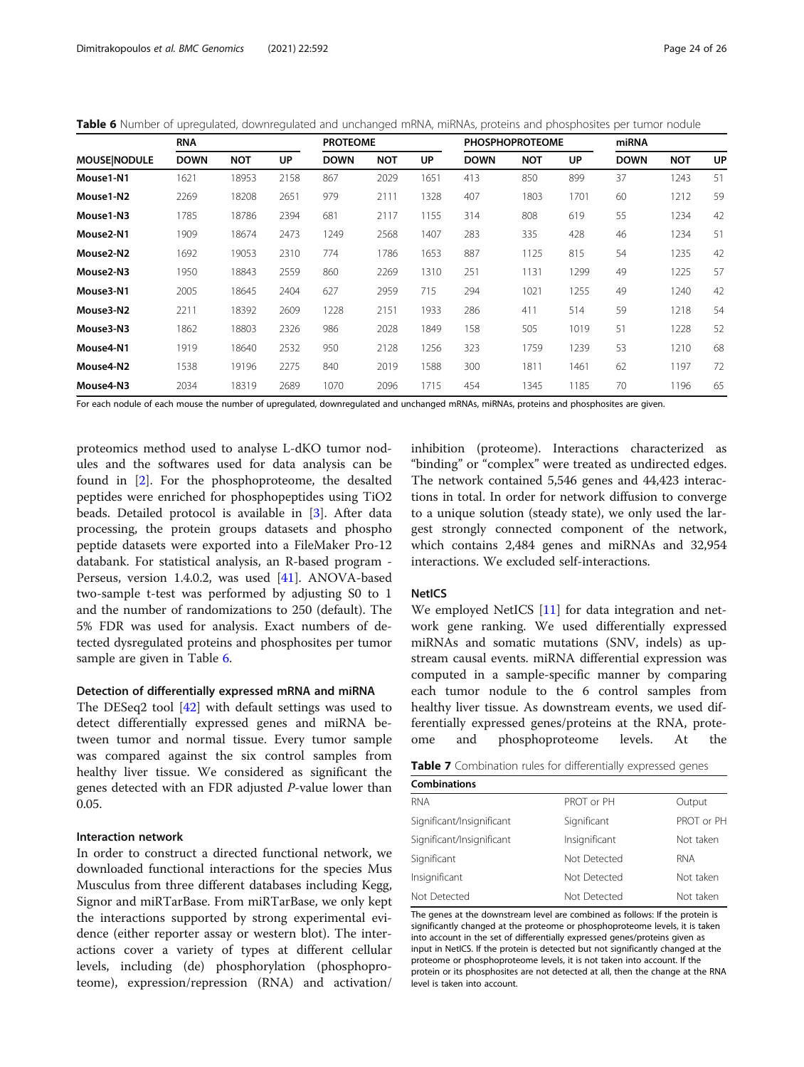**Table 6** Number of upregulated, downregulated and unchanged mRNA, miRNAs, proteins and phosphosites per tumor nodule

| | RNA | | | PROTEOME | | | PHOSPHOPROTEOME | | | miRNA | | |
|---|---|---|---|---|---|---|---|---|---|---|---|---|
| **MOUSE\|NODULE** | **DOWN** | **NOT** | **UP** | **DOWN** | **NOT** | **UP** | **DOWN** | **NOT** | **UP** | **DOWN** | **NOT** | **UP** |
| **Mouse1-N1** | 1621 | 18953 | 2158 | 867 | 2029 | 1651 | 413 | 850 | 899 | 37 | 1243 | 51 |
| **Mouse1-N2** | 2269 | 18208 | 2651 | 979 | 2111 | 1328 | 407 | 1803 | 1701 | 60 | 1212 | 59 |
| **Mouse1-N3** | 1785 | 18786 | 2394 | 681 | 2117 | 1155 | 314 | 808 | 619 | 55 | 1234 | 42 |
| **Mouse2-N1** | 1909 | 18674 | 2473 | 1249 | 2568 | 1407 | 283 | 335 | 428 | 46 | 1234 | 51 |
| **Mouse2-N2** | 1692 | 19053 | 2310 | 774 | 1786 | 1653 | 887 | 1125 | 815 | 54 | 1235 | 42 |
| **Mouse2-N3** | 1950 | 18843 | 2559 | 860 | 2269 | 1310 | 251 | 1131 | 1299 | 49 | 1225 | 57 |
| **Mouse3-N1** | 2005 | 18645 | 2404 | 627 | 2959 | 715 | 294 | 1021 | 1255 | 49 | 1240 | 42 |
| **Mouse3-N2** | 2211 | 18392 | 2609 | 1228 | 2151 | 1933 | 286 | 411 | 514 | 59 | 1218 | 54 |
| **Mouse3-N3** | 1862 | 18803 | 2326 | 986 | 2028 | 1849 | 158 | 505 | 1019 | 51 | 1228 | 52 |
| **Mouse4-N1** | 1919 | 18640 | 2532 | 950 | 2128 | 1256 | 323 | 1759 | 1239 | 53 | 1210 | 68 |
| **Mouse4-N2** | 1538 | 19196 | 2275 | 840 | 2019 | 1588 | 300 | 1811 | 1461 | 62 | 1197 | 72 |
| **Mouse4-N3** | 2034 | 18319 | 2689 | 1070 | 2096 | 1715 | 454 | 1345 | 1185 | 70 | 1196 | 65 |

For each nodule of each mouse the number of upregulated, downregulated and unchanged mRNAs, miRNAs, proteins and phosphosites are given.

proteomics method used to analyse L-dKO tumor nodules and the softwares used for data analysis can be found in [2]. For the phosphoproteome, the desalted peptides were enriched for phosphopeptides using TiO2 beads. Detailed protocol is available in [3]. After data processing, the protein groups datasets and phospho peptide datasets were exported into a FileMaker Pro-12 databank. For statistical analysis, an R-based program - Perseus, version 1.4.0.2, was used [41]. ANOVA-based two-sample t-test was performed by adjusting S0 to 1 and the number of randomizations to 250 (default). The 5% FDR was used for analysis. Exact numbers of detected dysregulated proteins and phosphosites per tumor sample are given in Table 6.

### Detection of differentially expressed mRNA and miRNA

The DESeq2 tool [42] with default settings was used to detect differentially expressed genes and miRNA between tumor and normal tissue. Every tumor sample was compared against the six control samples from healthy liver tissue. We considered as significant the genes detected with an FDR adjusted *P*-value lower than 0.05.

### Interaction network

In order to construct a directed functional network, we downloaded functional interactions for the species Mus Musculus from three different databases including Kegg, Signor and miRTarBase. From miRTarBase, we only kept the interactions supported by strong experimental evidence (either reporter assay or western blot). The interactions cover a variety of types at different cellular levels, including (de) phosphorylation (phosphoproteome), expression/repression (RNA) and activation/inhibition (proteome). Interactions characterized as "binding" or "complex" were treated as undirected edges. The network contained 5,546 genes and 44,423 interactions in total. In order for network diffusion to converge to a unique solution (steady state), we only used the largest strongly connected component of the network, which contains 2,484 genes and miRNAs and 32,954 interactions. We excluded self-interactions.

### NetICS

We employed NetICS [11] for data integration and network gene ranking. We used differentially expressed miRNAs and somatic mutations (SNV, indels) as upstream causal events. miRNA differential expression was computed in a sample-specific manner by comparing each tumor nodule to the 6 control samples from healthy liver tissue. As downstream events, we used differentially expressed genes/proteins at the RNA, proteome and phosphoproteome levels. At the

**Table 7** Combination rules for differentially expressed genes

| **Combinations** | | |
|---|---|---|
| RNA | PROT or PH | Output |
| Significant/Insignificant | Significant | PROT or PH |
| Significant/Insignificant | Insignificant | Not taken |
| Significant | Not Detected | RNA |
| Insignificant | Not Detected | Not taken |
| Not Detected | Not Detected | Not taken |

The genes at the downstream level are combined as follows: If the protein is significantly changed at the proteome or phosphoproteome levels, it is taken into account in the set of differentially expressed genes/proteins given as input in NetICS. If the protein is detected but not significantly changed at the proteome or phosphoproteome levels, it is not taken into account. If the protein or its phosphosites are not detected at all, then the change at the RNA level is taken into account.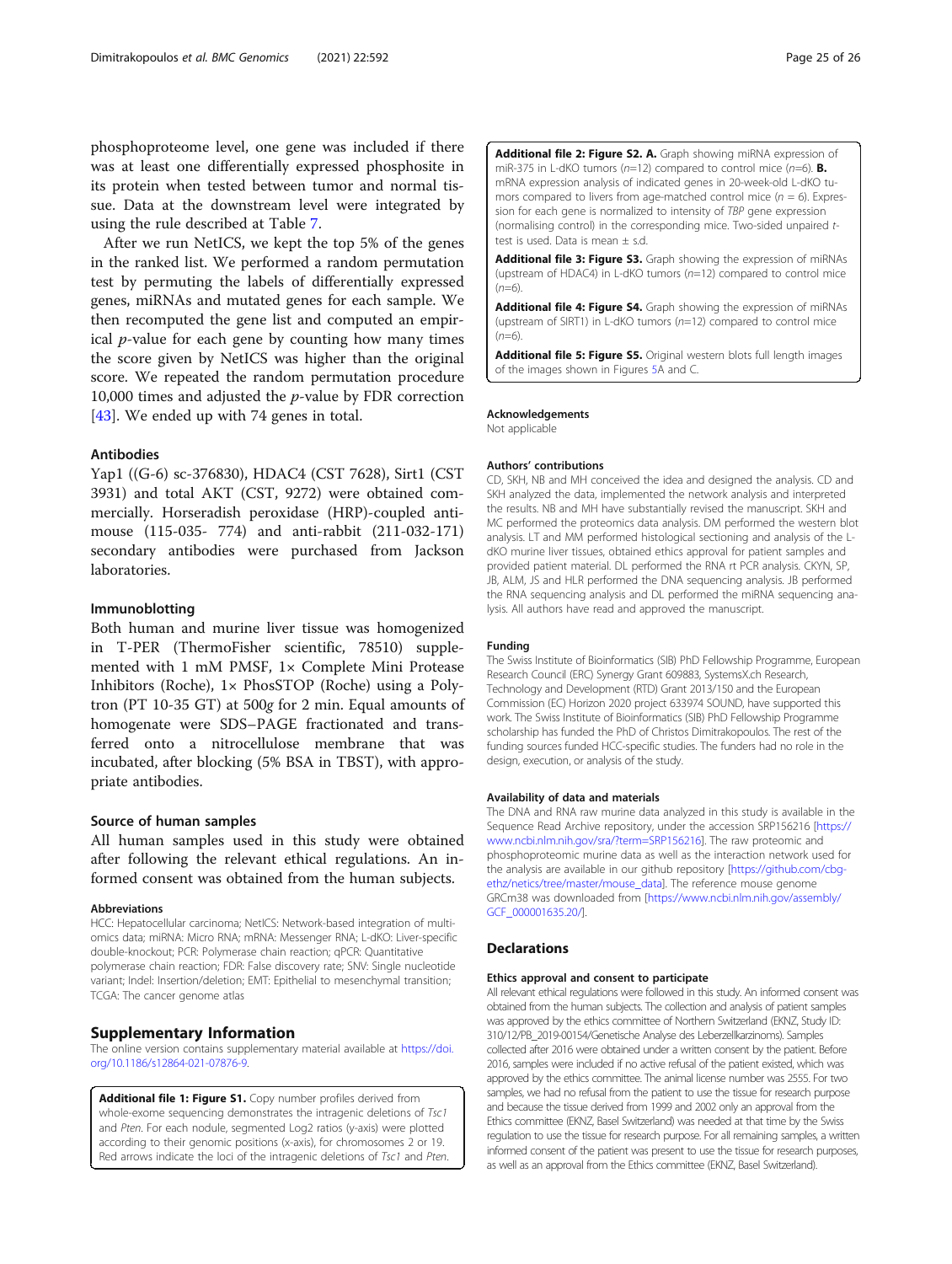phosphoproteome level, one gene was included if there was at least one differentially expressed phosphosite in its protein when tested between tumor and normal tissue. Data at the downstream level were integrated by using the rule described at Table 7.

After we run NetICS, we kept the top 5% of the genes in the ranked list. We performed a random permutation test by permuting the labels of differentially expressed genes, miRNAs and mutated genes for each sample. We then recomputed the gene list and computed an empirical *p*-value for each gene by counting how many times the score given by NetICS was higher than the original score. We repeated the random permutation procedure 10,000 times and adjusted the *p*-value by FDR correction [43]. We ended up with 74 genes in total.

### Antibodies

Yap1 ((G-6) sc-376830), HDAC4 (CST 7628), Sirt1 (CST 3931) and total AKT (CST, 9272) were obtained commercially. Horseradish peroxidase (HRP)-coupled anti-mouse (115-035- 774) and anti-rabbit (211-032-171) secondary antibodies were purchased from Jackson laboratories.

### Immunoblotting

Both human and murine liver tissue was homogenized in T-PER (ThermoFisher scientific, 78510) supplemented with 1 mM PMSF, 1× Complete Mini Protease Inhibitors (Roche), 1× PhosSTOP (Roche) using a Polytron (PT 10-35 GT) at 500*g* for 2 min. Equal amounts of homogenate were SDS–PAGE fractionated and transferred onto a nitrocellulose membrane that was incubated, after blocking (5% BSA in TBST), with appropriate antibodies.

### Source of human samples

All human samples used in this study were obtained after following the relevant ethical regulations. An informed consent was obtained from the human subjects.

#### Abbreviations

HCC: Hepatocellular carcinoma; NetICS: Network-based integration of multi-omics data; miRNA: Micro RNA; mRNA: Messenger RNA; L-dKO: Liver-specific double-knockout; PCR: Polymerase chain reaction; qPCR: Quantitative polymerase chain reaction; FDR: False discovery rate; SNV: Single nucleotide variant; Indel: Insertion/deletion; EMT: Epithelial to mesenchymal transition; TCGA: The cancer genome atlas

## Supplementary Information

The online version contains supplementary material available at https://doi.org/10.1186/s12864-021-07876-9.

**Additional file 1: Figure S1.** Copy number profiles derived from whole-exome sequencing demonstrates the intragenic deletions of *Tsc1* and *Pten*. For each nodule, segmented Log2 ratios (y-axis) were plotted according to their genomic positions (x-axis), for chromosomes 2 or 19. Red arrows indicate the loci of the intragenic deletions of *Tsc1* and *Pten*.

**Additional file 2: Figure S2. A.** Graph showing miRNA expression of miR-375 in L-dKO tumors (*n*=12) compared to control mice (*n*=6). **B.** mRNA expression analysis of indicated genes in 20-week-old L-dKO tumors compared to livers from age-matched control mice (*n* = 6). Expression for each gene is normalized to intensity of *TBP* gene expression (normalising control) in the corresponding mice. Two-sided unpaired *t*-test is used. Data is mean ± s.d.

**Additional file 3: Figure S3.** Graph showing the expression of miRNAs (upstream of HDAC4) in L-dKO tumors (*n*=12) compared to control mice (*n*=6).

**Additional file 4: Figure S4.** Graph showing the expression of miRNAs (upstream of SIRT1) in L-dKO tumors (*n*=12) compared to control mice (*n*=6).

**Additional file 5: Figure S5.** Original western blots full length images of the images shown in Figures 5A and C.

#### Acknowledgements

Not applicable

#### Authors' contributions

CD, SKH, NB and MH conceived the idea and designed the analysis. CD and SKH analyzed the data, implemented the network analysis and interpreted the results. NB and MH have substantially revised the manuscript. SKH and MC performed the proteomics data analysis. DM performed the western blot analysis. LT and MM performed histological sectioning and analysis of the L-dKO murine liver tissues, obtained ethics approval for patient samples and provided patient material. DL performed the RNA rt PCR analysis. CKYN, SP, JB, ALM, JS and HLR performed the DNA sequencing analysis. JB performed the RNA sequencing analysis and DL performed the miRNA sequencing analysis. All authors have read and approved the manuscript.

#### Funding

The Swiss Institute of Bioinformatics (SIB) PhD Fellowship Programme, European Research Council (ERC) Synergy Grant 609883, SystemsX.ch Research, Technology and Development (RTD) Grant 2013/150 and the European Commission (EC) Horizon 2020 project 633974 SOUND, have supported this work. The Swiss Institute of Bioinformatics (SIB) PhD Fellowship Programme scholarship has funded the PhD of Christos Dimitrakopoulos. The rest of the funding sources funded HCC-specific studies. The funders had no role in the design, execution, or analysis of the study.

#### Availability of data and materials

The DNA and RNA raw murine data analyzed in this study is available in the Sequence Read Archive repository, under the accession SRP156216 [https://www.ncbi.nlm.nih.gov/sra/?term=SRP156216]. The raw proteomic and phosphoproteomic murine data as well as the interaction network used for the analysis are available in our github repository [https://github.com/cbg-ethz/netics/tree/master/mouse_data]. The reference mouse genome GRCm38 was downloaded from [https://www.ncbi.nlm.nih.gov/assembly/GCF_000001635.20/].

## Declarations

#### Ethics approval and consent to participate

All relevant ethical regulations were followed in this study. An informed consent was obtained from the human subjects. The collection and analysis of patient samples was approved by the ethics committee of Northern Switzerland (EKNZ, Study ID: 310/12/PB_2019-00154/Genetische Analyse des Leberzellkarzinoms). Samples collected after 2016 were obtained under a written consent by the patient. Before 2016, samples were included if no active refusal of the patient existed, which was approved by the ethics committee. The animal license number was 2555. For two samples, we had no refusal from the patient to use the tissue for research purpose and because the tissue derived from 1999 and 2002 only an approval from the Ethics committee (EKNZ, Basel Switzerland) was needed at that time by the Swiss regulation to use the tissue for research purpose. For all remaining samples, a written informed consent of the patient was present to use the tissue for research purposes, as well as an approval from the Ethics committee (EKNZ, Basel Switzerland).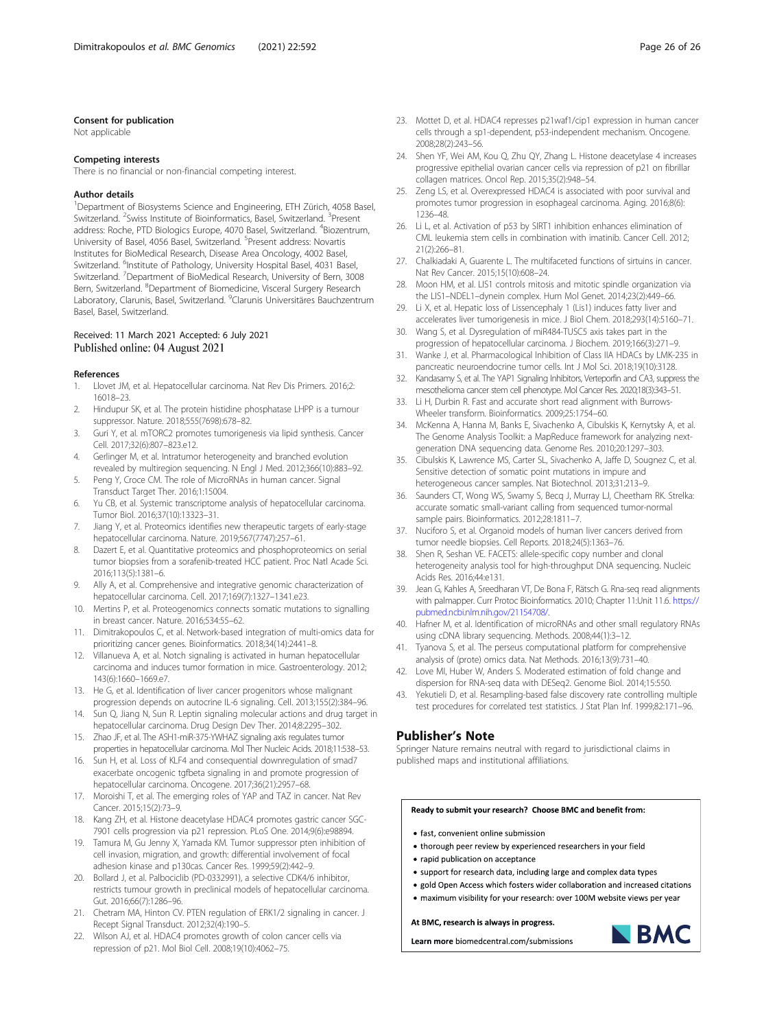### Consent for publication

Not applicable

### Competing interests

There is no financial or non-financial competing interest.

### Author details

[1]Department of Biosystems Science and Engineering, ETH Zürich, 4058 Basel, Switzerland. [2]Swiss Institute of Bioinformatics, Basel, Switzerland. [3]Present address: Roche, PTD Biologics Europe, 4070 Basel, Switzerland. [4]Biozentrum, University of Basel, 4056 Basel, Switzerland. [5]Present address: Novartis Institutes for BioMedical Research, Disease Area Oncology, 4002 Basel, Switzerland. [6]Institute of Pathology, University Hospital Basel, 4031 Basel, Switzerland. [7]Department of BioMedical Research, University of Bern, 3008 Bern, Switzerland. [8]Department of Biomedicine, Visceral Surgery Research Laboratory, Clarunis, Basel, Switzerland. [9]Clarunis Universitäres Bauchzentrum Basel, Basel, Switzerland.

Received: 11 March 2021 Accepted: 6 July 2021
Published online: 04 August 2021

### References

1. Llovet JM, et al. Hepatocellular carcinoma. Nat Rev Dis Primers. 2016;2: 16018–23.
2. Hindupur SK, et al. The protein histidine phosphatase LHPP is a tumour suppressor. Nature. 2018;555(7698):678–82.
3. Guri Y, et al. mTORC2 promotes tumorigenesis via lipid synthesis. Cancer Cell. 2017;32(6):807–823.e12.
4. Gerlinger M, et al. Intratumor heterogeneity and branched evolution revealed by multiregion sequencing. N Engl J Med. 2012;366(10):883–92.
5. Peng Y, Croce CM. The role of MicroRNAs in human cancer. Signal Transduct Target Ther. 2016;1:15004.
6. Yu CB, et al. Systemic transcriptome analysis of hepatocellular carcinoma. Tumor Biol. 2016;37(10):13323–31.
7. Jiang Y, et al. Proteomics identifies new therapeutic targets of early-stage hepatocellular carcinoma. Nature. 2019;567(7747):257–61.
8. Dazert E, et al. Quantitative proteomics and phosphoproteomics on serial tumor biopsies from a sorafenib-treated HCC patient. Proc Natl Acade Sci. 2016;113(5):1381–6.
9. Ally A, et al. Comprehensive and integrative genomic characterization of hepatocellular carcinoma. Cell. 2017;169(7):1327–1341.e23.
10. Mertins P, et al. Proteogenomics connects somatic mutations to signalling in breast cancer. Nature. 2016;534:55–62.
11. Dimitrakopoulos C, et al. Network-based integration of multi-omics data for prioritizing cancer genes. Bioinformatics. 2018;34(14):2441–8.
12. Villanueva A, et al. Notch signaling is activated in human hepatocellular carcinoma and induces tumor formation in mice. Gastroenterology. 2012; 143(6):1660–1669.e7.
13. He G, et al. Identification of liver cancer progenitors whose malignant progression depends on autocrine IL-6 signaling. Cell. 2013;155(2):384–96.
14. Sun Q, Jiang N, Sun R. Leptin signaling molecular actions and drug target in hepatocellular carcinoma. Drug Design Dev Ther. 2014;8:2295–302.
15. Zhao JF, et al. The ASH1-miR-375-YWHAZ signaling axis regulates tumor properties in hepatocellular carcinoma. Mol Ther Nucleic Acids. 2018;11:538–53.
16. Sun H, et al. Loss of KLF4 and consequential downregulation of smad7 exacerbate oncogenic tgfbeta signaling in and promote progression of hepatocellular carcinoma. Oncogene. 2017;36(21):2957–68.
17. Moroishi T, et al. The emerging roles of YAP and TAZ in cancer. Nat Rev Cancer. 2015;15(2):73–9.
18. Kang ZH, et al. Histone deacetylase HDAC4 promotes gastric cancer SGC-7901 cells progression via p21 repression. PLoS One. 2014;9(6):e98894.
19. Tamura M, Gu Jenny X, Yamada KM. Tumor suppressor pten inhibition of cell invasion, migration, and growth: differential involvement of focal adhesion kinase and p130cas. Cancer Res. 1999;59(2):442–9.
20. Bollard J, et al. Palbociclib (PD-0332991), a selective CDK4/6 inhibitor, restricts tumour growth in preclinical models of hepatocellular carcinoma. Gut. 2016;66(7):1286–96.
21. Chetram MA, Hinton CV. PTEN regulation of ERK1/2 signaling in cancer. J Recept Signal Transduct. 2012;32(4):190–5.
22. Wilson AJ, et al. HDAC4 promotes growth of colon cancer cells via repression of p21. Mol Biol Cell. 2008;19(10):4062–75.
23. Mottet D, et al. HDAC4 represses p21waf1/cip1 expression in human cancer cells through a sp1-dependent, p53-independent mechanism. Oncogene. 2008;28(2):243–56.
24. Shen YF, Wei AM, Kou Q, Zhu QY, Zhang L. Histone deacetylase 4 increases progressive epithelial ovarian cancer cells via repression of p21 on fibrillar collagen matrices. Oncol Rep. 2015;35(2):948–54.
25. Zeng LS, et al. Overexpressed HDAC4 is associated with poor survival and promotes tumor progression in esophageal carcinoma. Aging. 2016;8(6): 1236–48.
26. Li L, et al. Activation of p53 by SIRT1 inhibition enhances elimination of CML leukemia stem cells in combination with imatinib. Cancer Cell. 2012; 21(2):266–81.
27. Chalkiadaki A, Guarente L. The multifaceted functions of sirtuins in cancer. Nat Rev Cancer. 2015;15(10):608–24.
28. Moon HM, et al. LIS1 controls mitosis and mitotic spindle organization via the LIS1–NDEL1–dynein complex. Hum Mol Genet. 2014;23(2):449–66.
29. Li X, et al. Hepatic loss of Lissencephaly 1 (Lis1) induces fatty liver and accelerates liver tumorigenesis in mice. J Biol Chem. 2018;293(14):5160–71.
30. Wang S, et al. Dysregulation of miR484-TUSC5 axis takes part in the progression of hepatocellular carcinoma. J Biochem. 2019;166(3):271–9.
31. Wanke J, et al. Pharmacological Inhibition of Class IIA HDACs by LMK-235 in pancreatic neuroendocrine tumor cells. Int J Mol Sci. 2018;19(10):3128.
32. Kandasamy S, et al. The YAP1 Signaling Inhibitors, Verteporfin and CA3, suppress the mesothelioma cancer stem cell phenotype. Mol Cancer Res. 2020;18(3):343–51.
33. Li H, Durbin R. Fast and accurate short read alignment with Burrows-Wheeler transform. Bioinformatics. 2009;25:1754–60.
34. McKenna A, Hanna M, Banks E, Sivachenko A, Cibulskis K, Kernytsky A, et al. The Genome Analysis Toolkit: a MapReduce framework for analyzing next-generation DNA sequencing data. Genome Res. 2010;20:1297–303.
35. Cibulskis K, Lawrence MS, Carter SL, Sivachenko A, Jaffe D, Sougnez C, et al. Sensitive detection of somatic point mutations in impure and heterogeneous cancer samples. Nat Biotechnol. 2013;31:213–9.
36. Saunders CT, Wong WS, Swamy S, Becq J, Murray LJ, Cheetham RK. Strelka: accurate somatic small-variant calling from sequenced tumor-normal sample pairs. Bioinformatics. 2012;28:1811–7.
37. Nuciforo S, et al. Organoid models of human liver cancers derived from tumor needle biopsies. Cell Reports. 2018;24(5):1363–76.
38. Shen R, Seshan VE. FACETS: allele-specific copy number and clonal heterogeneity analysis tool for high-throughput DNA sequencing. Nucleic Acids Res. 2016;44:e131.
39. Jean G, Kahles A, Sreedharan VT, De Bona F, Rätsch G. Rna-seq read alignments with palmapper. Curr Protoc Bioinformatics. 2010; Chapter 11:Unit 11.6. https://pubmed.ncbi.nlm.nih.gov/21154708/.
40. Hafner M, et al. Identification of microRNAs and other small regulatory RNAs using cDNA library sequencing. Methods. 2008;44(1):3–12.
41. Tyanova S, et al. The perseus computational platform for comprehensive analysis of (prote) omics data. Nat Methods. 2016;13(9):731–40.
42. Love MI, Huber W, Anders S. Moderated estimation of fold change and dispersion for RNA-seq data with DESeq2. Genome Biol. 2014;15:550.
43. Yekutieli D, et al. Resampling-based false discovery rate controlling multiple test procedures for correlated test statistics. J Stat Plan Inf. 1999;82:171–96.

## Publisher's Note

Springer Nature remains neutral with regard to jurisdictional claims in published maps and institutional affiliations.

**Ready to submit your research? Choose BMC and benefit from:**

- fast, convenient online submission
- thorough peer review by experienced researchers in your field
- rapid publication on acceptance
- support for research data, including large and complex data types
- gold Open Access which fosters wider collaboration and increased citations
- maximum visibility for your research: over 100M website views per year

**At BMC, research is always in progress.**

**Learn more** biomedcentral.com/submissions

BMC